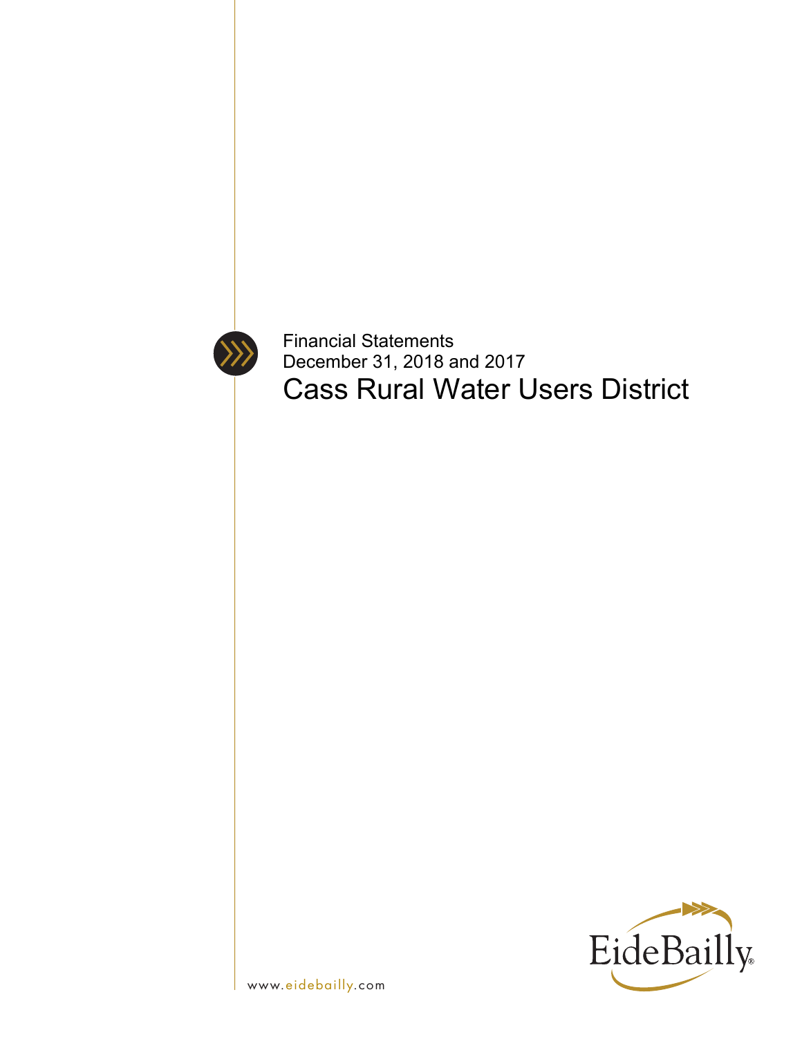Financial Statements
December 31, 2018 and 2017

# Cass Rural Water Users District

EideBailly

www.eidebailly.com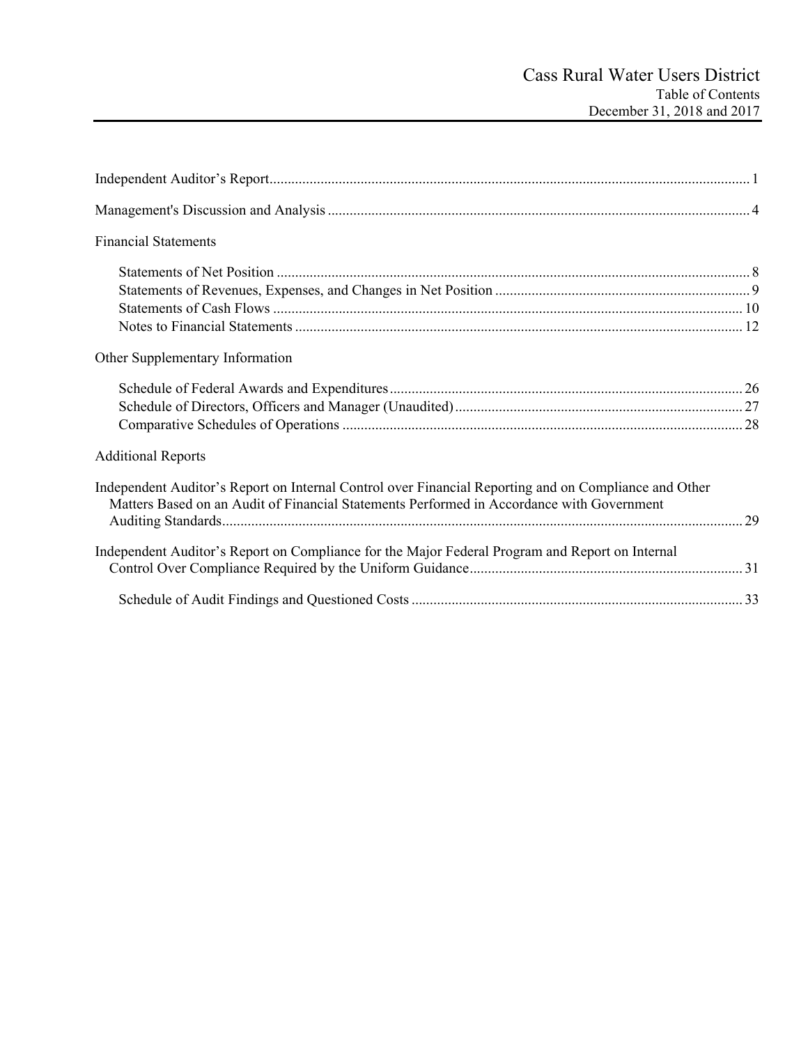# Cass Rural Water Users District

## Table of Contents

### December 31, 2018 and 2017

Independent Auditor's Report .......... 1

Management's Discussion and Analysis .......... 4

Financial Statements

- Statements of Net Position .......... 8
- Statements of Revenues, Expenses, and Changes in Net Position .......... 9
- Statements of Cash Flows .......... 10
- Notes to Financial Statements .......... 12

Other Supplementary Information

- Schedule of Federal Awards and Expenditures .......... 26
- Schedule of Directors, Officers and Manager (Unaudited) .......... 27
- Comparative Schedules of Operations .......... 28

Additional Reports

Independent Auditor's Report on Internal Control over Financial Reporting and on Compliance and Other Matters Based on an Audit of Financial Statements Performed in Accordance with Government Auditing Standards .......... 29

Independent Auditor's Report on Compliance for the Major Federal Program and Report on Internal Control Over Compliance Required by the Uniform Guidance .......... 31

- Schedule of Audit Findings and Questioned Costs .......... 33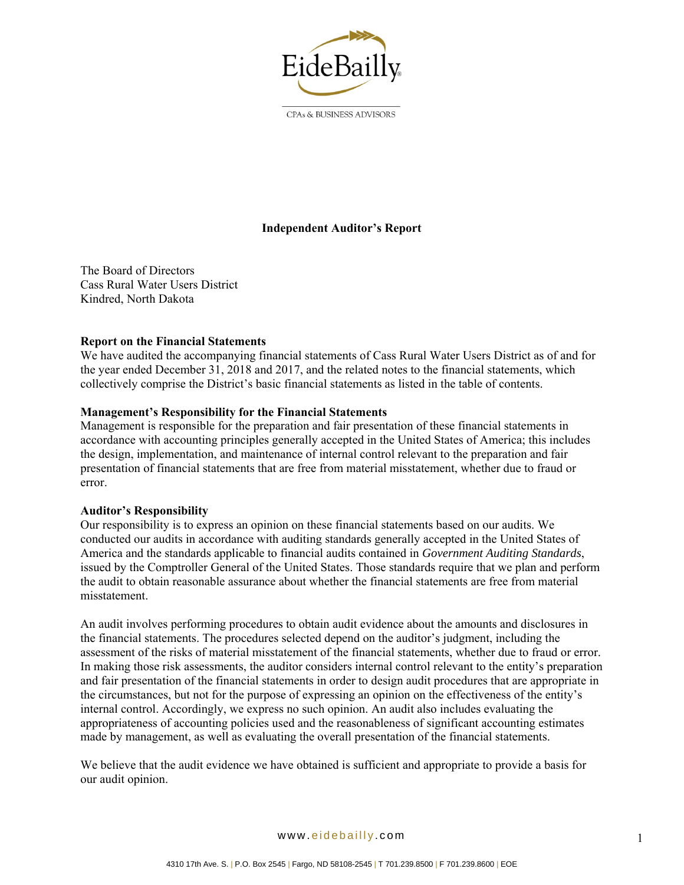EideBailly

CPAs & BUSINESS ADVISORS

## Independent Auditor's Report

The Board of Directors
Cass Rural Water Users District
Kindred, North Dakota

**Report on the Financial Statements**
We have audited the accompanying financial statements of Cass Rural Water Users District as of and for the year ended December 31, 2018 and 2017, and the related notes to the financial statements, which collectively comprise the District's basic financial statements as listed in the table of contents.

**Management's Responsibility for the Financial Statements**
Management is responsible for the preparation and fair presentation of these financial statements in accordance with accounting principles generally accepted in the United States of America; this includes the design, implementation, and maintenance of internal control relevant to the preparation and fair presentation of financial statements that are free from material misstatement, whether due to fraud or error.

**Auditor's Responsibility**
Our responsibility is to express an opinion on these financial statements based on our audits. We conducted our audits in accordance with auditing standards generally accepted in the United States of America and the standards applicable to financial audits contained in *Government Auditing Standards*, issued by the Comptroller General of the United States. Those standards require that we plan and perform the audit to obtain reasonable assurance about whether the financial statements are free from material misstatement.

An audit involves performing procedures to obtain audit evidence about the amounts and disclosures in the financial statements. The procedures selected depend on the auditor's judgment, including the assessment of the risks of material misstatement of the financial statements, whether due to fraud or error. In making those risk assessments, the auditor considers internal control relevant to the entity's preparation and fair presentation of the financial statements in order to design audit procedures that are appropriate in the circumstances, but not for the purpose of expressing an opinion on the effectiveness of the entity's internal control. Accordingly, we express no such opinion. An audit also includes evaluating the appropriateness of accounting policies used and the reasonableness of significant accounting estimates made by management, as well as evaluating the overall presentation of the financial statements.

We believe that the audit evidence we have obtained is sufficient and appropriate to provide a basis for our audit opinion.

www.eidebailly.com

4310 17th Ave. S. | P.O. Box 2545 | Fargo, ND 58108-2545 | T 701.239.8500 | F 701.239.8600 | EOE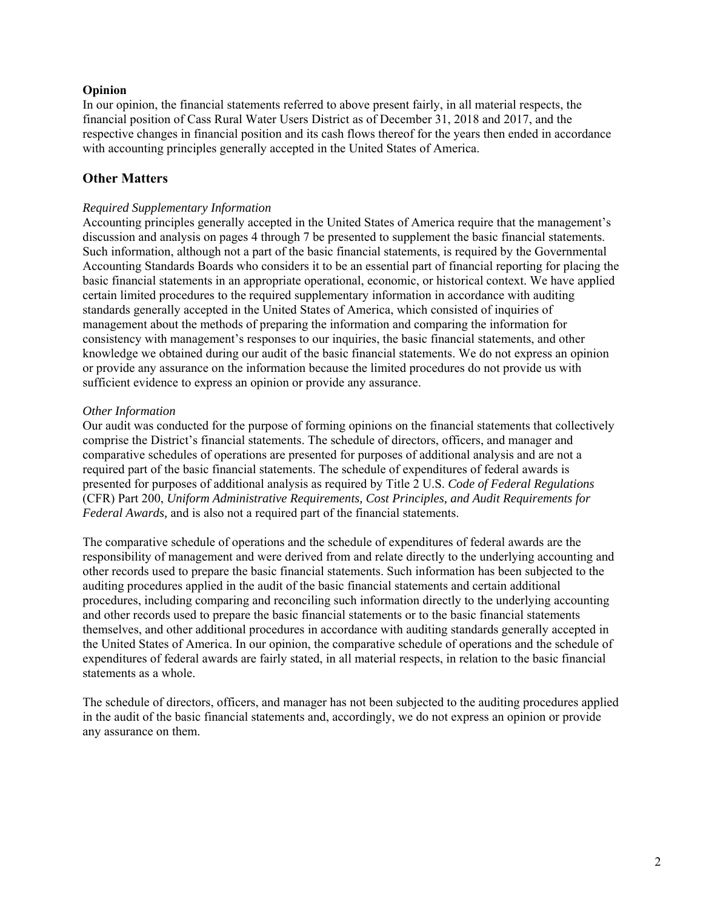**Opinion**

In our opinion, the financial statements referred to above present fairly, in all material respects, the financial position of Cass Rural Water Users District as of December 31, 2018 and 2017, and the respective changes in financial position and its cash flows thereof for the years then ended in accordance with accounting principles generally accepted in the United States of America.

## Other Matters

*Required Supplementary Information*

Accounting principles generally accepted in the United States of America require that the management's discussion and analysis on pages 4 through 7 be presented to supplement the basic financial statements. Such information, although not a part of the basic financial statements, is required by the Governmental Accounting Standards Boards who considers it to be an essential part of financial reporting for placing the basic financial statements in an appropriate operational, economic, or historical context. We have applied certain limited procedures to the required supplementary information in accordance with auditing standards generally accepted in the United States of America, which consisted of inquiries of management about the methods of preparing the information and comparing the information for consistency with management's responses to our inquiries, the basic financial statements, and other knowledge we obtained during our audit of the basic financial statements. We do not express an opinion or provide any assurance on the information because the limited procedures do not provide us with sufficient evidence to express an opinion or provide any assurance.

*Other Information*

Our audit was conducted for the purpose of forming opinions on the financial statements that collectively comprise the District's financial statements. The schedule of directors, officers, and manager and comparative schedules of operations are presented for purposes of additional analysis and are not a required part of the basic financial statements. The schedule of expenditures of federal awards is presented for purposes of additional analysis as required by Title 2 U.S. *Code of Federal Regulations* (CFR) Part 200, *Uniform Administrative Requirements, Cost Principles, and Audit Requirements for Federal Awards,* and is also not a required part of the financial statements.

The comparative schedule of operations and the schedule of expenditures of federal awards are the responsibility of management and were derived from and relate directly to the underlying accounting and other records used to prepare the basic financial statements. Such information has been subjected to the auditing procedures applied in the audit of the basic financial statements and certain additional procedures, including comparing and reconciling such information directly to the underlying accounting and other records used to prepare the basic financial statements or to the basic financial statements themselves, and other additional procedures in accordance with auditing standards generally accepted in the United States of America. In our opinion, the comparative schedule of operations and the schedule of expenditures of federal awards are fairly stated, in all material respects, in relation to the basic financial statements as a whole.

The schedule of directors, officers, and manager has not been subjected to the auditing procedures applied in the audit of the basic financial statements and, accordingly, we do not express an opinion or provide any assurance on them.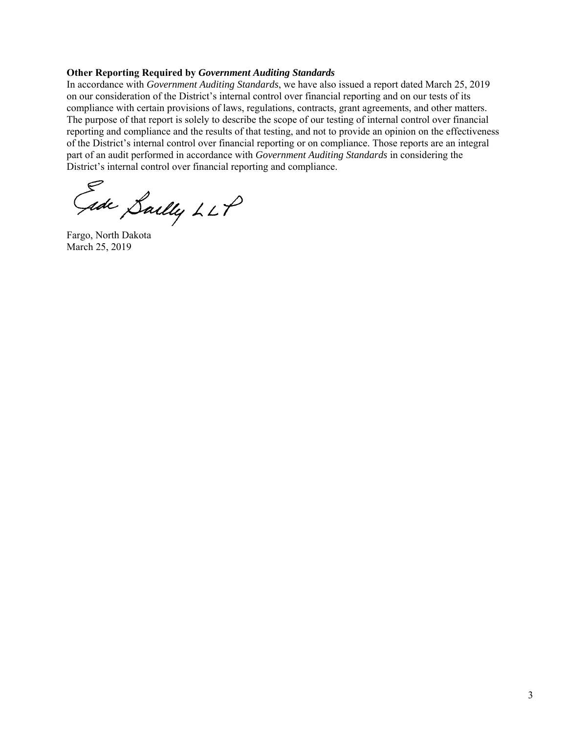**Other Reporting Required by *Government Auditing Standards***

In accordance with *Government Auditing Standards*, we have also issued a report dated March 25, 2019 on our consideration of the District's internal control over financial reporting and on our tests of its compliance with certain provisions of laws, regulations, contracts, grant agreements, and other matters. The purpose of that report is solely to describe the scope of our testing of internal control over financial reporting and compliance and the results of that testing, and not to provide an opinion on the effectiveness of the District's internal control over financial reporting or on compliance. Those reports are an integral part of an audit performed in accordance with *Government Auditing Standards* in considering the District's internal control over financial reporting and compliance.

Eide Bailly LLP

Fargo, North Dakota
March 25, 2019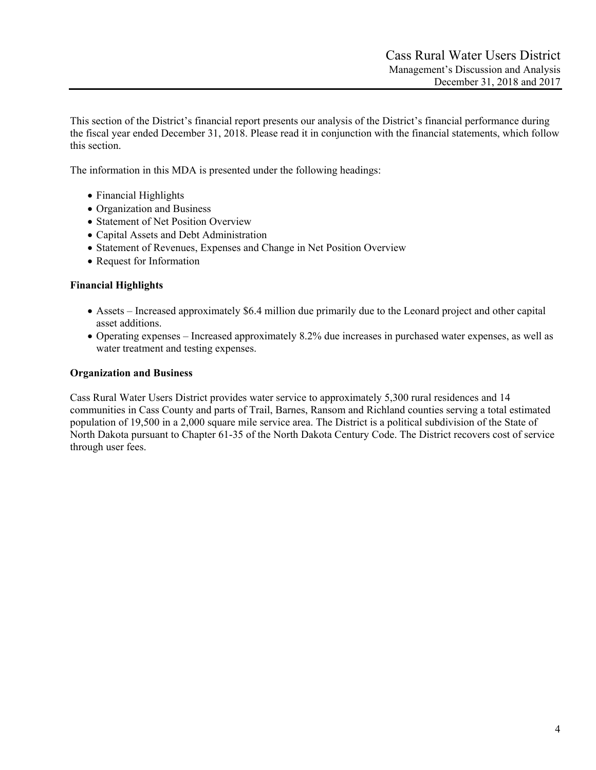This section of the District's financial report presents our analysis of the District's financial performance during the fiscal year ended December 31, 2018. Please read it in conjunction with the financial statements, which follow this section.

The information in this MDA is presented under the following headings:

- Financial Highlights
- Organization and Business
- Statement of Net Position Overview
- Capital Assets and Debt Administration
- Statement of Revenues, Expenses and Change in Net Position Overview
- Request for Information

**Financial Highlights**

- Assets – Increased approximately $6.4 million due primarily due to the Leonard project and other capital asset additions.
- Operating expenses – Increased approximately 8.2% due increases in purchased water expenses, as well as water treatment and testing expenses.

**Organization and Business**

Cass Rural Water Users District provides water service to approximately 5,300 rural residences and 14 communities in Cass County and parts of Trail, Barnes, Ransom and Richland counties serving a total estimated population of 19,500 in a 2,000 square mile service area. The District is a political subdivision of the State of North Dakota pursuant to Chapter 61-35 of the North Dakota Century Code. The District recovers cost of service through user fees.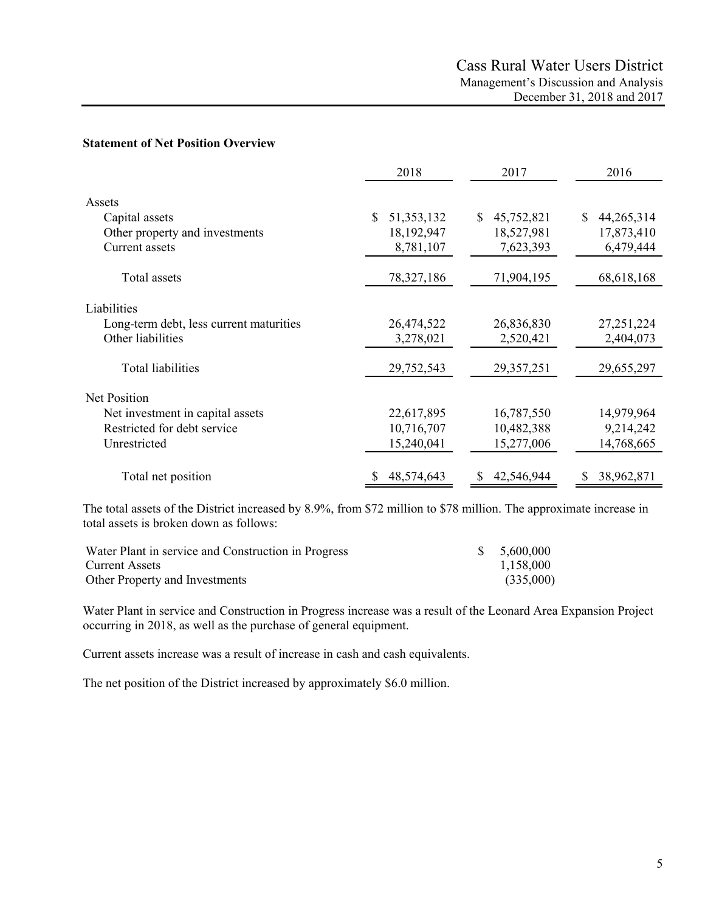**Statement of Net Position Overview**

| | 2018 | 2017 | 2016 |
|---|---|---|---|
| Assets | | | |
| Capital assets | $ 51,353,132 | $ 45,752,821 | $ 44,265,314 |
| Other property and investments | 18,192,947 | 18,527,981 | 17,873,410 |
| Current assets | 8,781,107 | 7,623,393 | 6,479,444 |
| Total assets | 78,327,186 | 71,904,195 | 68,618,168 |
| Liabilities | | | |
| Long-term debt, less current maturities | 26,474,522 | 26,836,830 | 27,251,224 |
| Other liabilities | 3,278,021 | 2,520,421 | 2,404,073 |
| Total liabilities | 29,752,543 | 29,357,251 | 29,655,297 |
| Net Position | | | |
| Net investment in capital assets | 22,617,895 | 16,787,550 | 14,979,964 |
| Restricted for debt service | 10,716,707 | 10,482,388 | 9,214,242 |
| Unrestricted | 15,240,041 | 15,277,006 | 14,768,665 |
| Total net position | $ 48,574,643 | $ 42,546,944 | $ 38,962,871 |

The total assets of the District increased by 8.9%, from $72 million to $78 million. The approximate increase in total assets is broken down as follows:

| | |
|---|---|
| Water Plant in service and Construction in Progress | $ 5,600,000 |
| Current Assets | 1,158,000 |
| Other Property and Investments | (335,000) |

Water Plant in service and Construction in Progress increase was a result of the Leonard Area Expansion Project occurring in 2018, as well as the purchase of general equipment.

Current assets increase was a result of increase in cash and cash equivalents.

The net position of the District increased by approximately $6.0 million.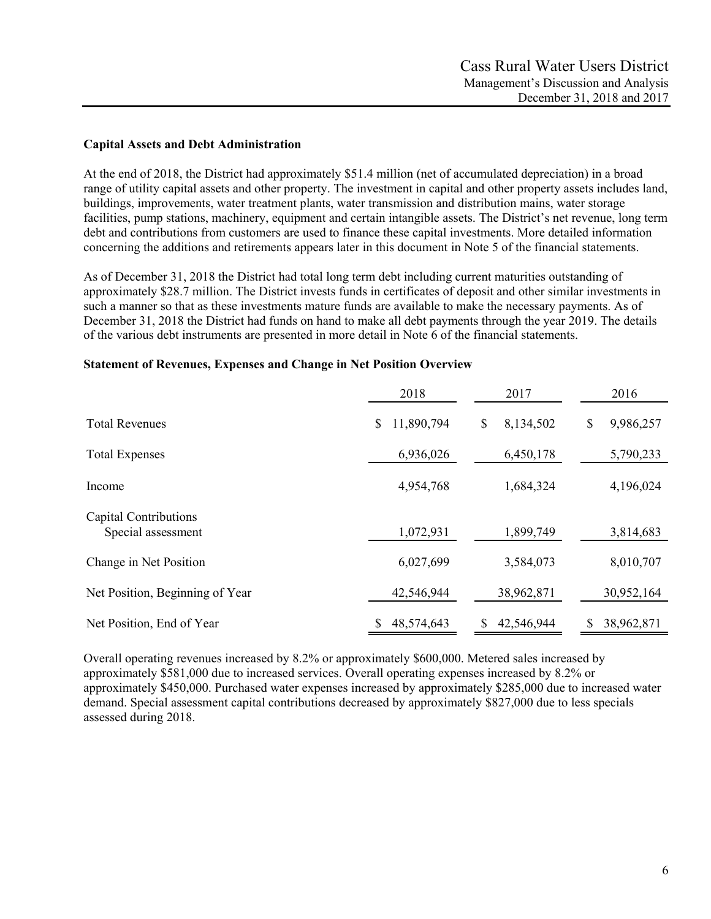**Capital Assets and Debt Administration**

At the end of 2018, the District had approximately $51.4 million (net of accumulated depreciation) in a broad range of utility capital assets and other property. The investment in capital and other property assets includes land, buildings, improvements, water treatment plants, water transmission and distribution mains, water storage facilities, pump stations, machinery, equipment and certain intangible assets. The District's net revenue, long term debt and contributions from customers are used to finance these capital investments. More detailed information concerning the additions and retirements appears later in this document in Note 5 of the financial statements.

As of December 31, 2018 the District had total long term debt including current maturities outstanding of approximately $28.7 million. The District invests funds in certificates of deposit and other similar investments in such a manner so that as these investments mature funds are available to make the necessary payments. As of December 31, 2018 the District had funds on hand to make all debt payments through the year 2019. The details of the various debt instruments are presented in more detail in Note 6 of the financial statements.

**Statement of Revenues, Expenses and Change in Net Position Overview**

| | 2018 | 2017 | 2016 |
|---|---|---|---|
| Total Revenues | $ 11,890,794 | $ 8,134,502 | $ 9,986,257 |
| Total Expenses | 6,936,026 | 6,450,178 | 5,790,233 |
| Income | 4,954,768 | 1,684,324 | 4,196,024 |
| Capital Contributions<br>Special assessment | 1,072,931 | 1,899,749 | 3,814,683 |
| Change in Net Position | 6,027,699 | 3,584,073 | 8,010,707 |
| Net Position, Beginning of Year | 42,546,944 | 38,962,871 | 30,952,164 |
| Net Position, End of Year | $ 48,574,643 | $ 42,546,944 | $ 38,962,871 |

Overall operating revenues increased by 8.2% or approximately $600,000. Metered sales increased by approximately $581,000 due to increased services. Overall operating expenses increased by 8.2% or approximately $450,000. Purchased water expenses increased by approximately $285,000 due to increased water demand. Special assessment capital contributions decreased by approximately $827,000 due to less specials assessed during 2018.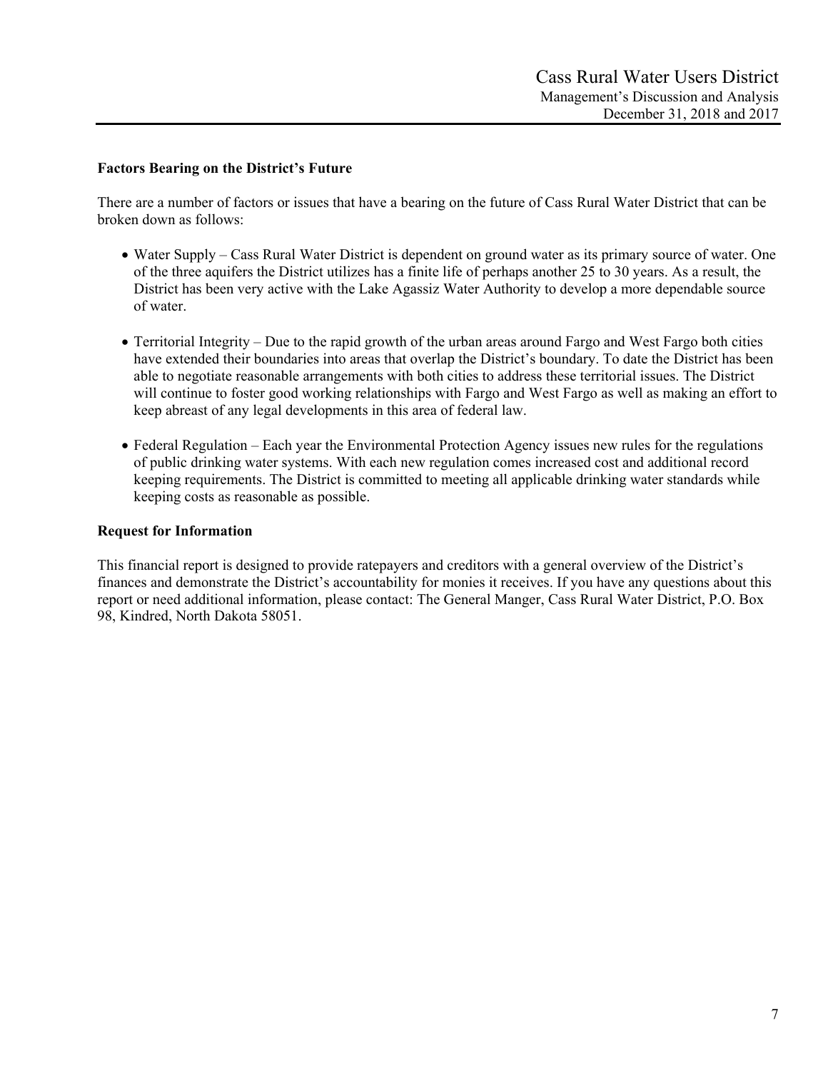**Factors Bearing on the District's Future**

There are a number of factors or issues that have a bearing on the future of Cass Rural Water District that can be broken down as follows:

- Water Supply – Cass Rural Water District is dependent on ground water as its primary source of water. One of the three aquifers the District utilizes has a finite life of perhaps another 25 to 30 years. As a result, the District has been very active with the Lake Agassiz Water Authority to develop a more dependable source of water.
- Territorial Integrity – Due to the rapid growth of the urban areas around Fargo and West Fargo both cities have extended their boundaries into areas that overlap the District's boundary. To date the District has been able to negotiate reasonable arrangements with both cities to address these territorial issues. The District will continue to foster good working relationships with Fargo and West Fargo as well as making an effort to keep abreast of any legal developments in this area of federal law.
- Federal Regulation – Each year the Environmental Protection Agency issues new rules for the regulations of public drinking water systems. With each new regulation comes increased cost and additional record keeping requirements. The District is committed to meeting all applicable drinking water standards while keeping costs as reasonable as possible.

**Request for Information**

This financial report is designed to provide ratepayers and creditors with a general overview of the District's finances and demonstrate the District's accountability for monies it receives. If you have any questions about this report or need additional information, please contact: The General Manger, Cass Rural Water District, P.O. Box 98, Kindred, North Dakota 58051.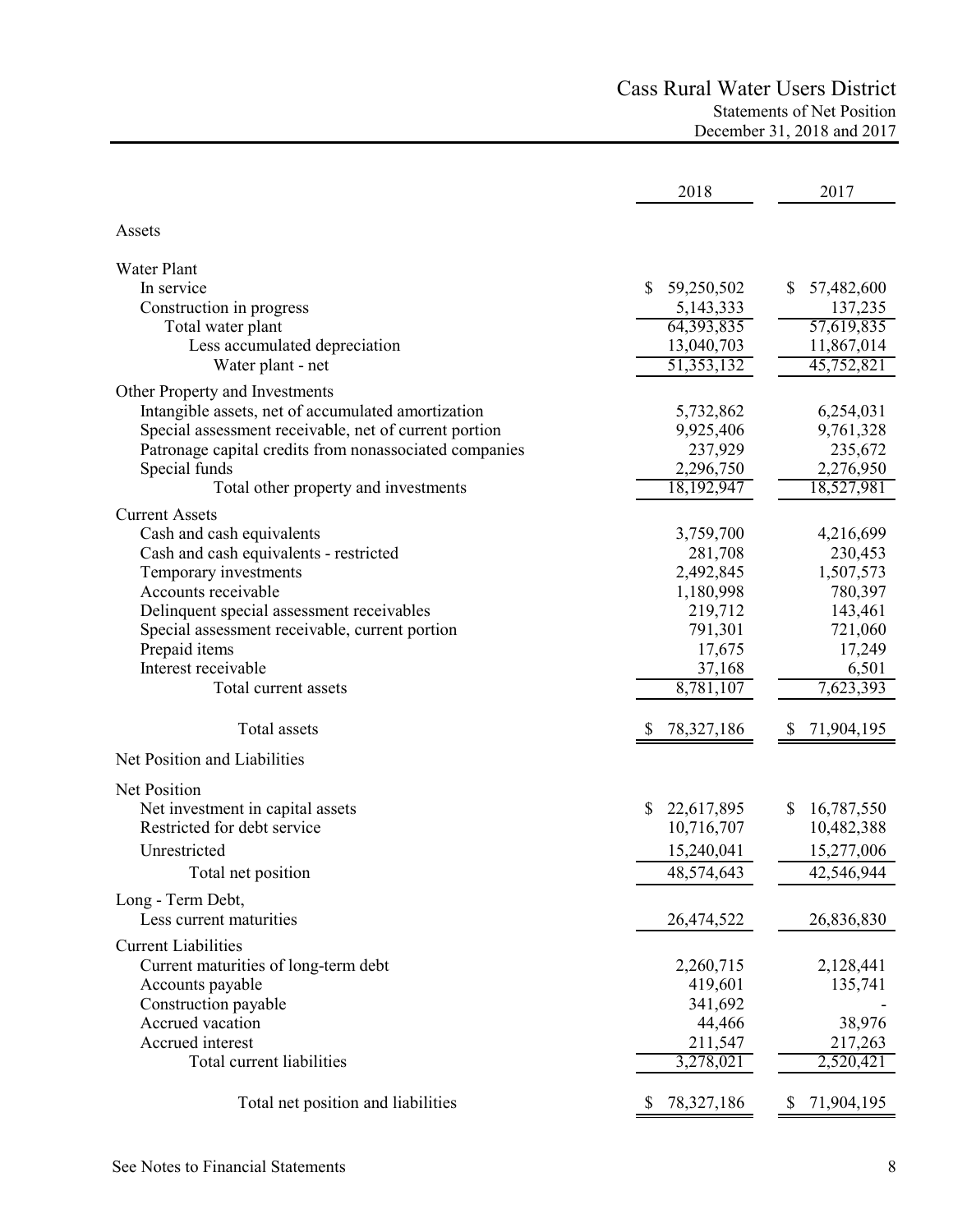# Cass Rural Water Users District

## Statements of Net Position

### December 31, 2018 and 2017

| | 2018 | 2017 |
|---|---|---|
| **Assets** | | |
| **Water Plant** | | |
| In service | $ 59,250,502 | $ 57,482,600 |
| Construction in progress | 5,143,333 | 137,235 |
| Total water plant | 64,393,835 | 57,619,835 |
| Less accumulated depreciation | 13,040,703 | 11,867,014 |
| Water plant - net | 51,353,132 | 45,752,821 |
| **Other Property and Investments** | | |
| Intangible assets, net of accumulated amortization | 5,732,862 | 6,254,031 |
| Special assessment receivable, net of current portion | 9,925,406 | 9,761,328 |
| Patronage capital credits from nonassociated companies | 237,929 | 235,672 |
| Special funds | 2,296,750 | 2,276,950 |
| Total other property and investments | 18,192,947 | 18,527,981 |
| **Current Assets** | | |
| Cash and cash equivalents | 3,759,700 | 4,216,699 |
| Cash and cash equivalents - restricted | 281,708 | 230,453 |
| Temporary investments | 2,492,845 | 1,507,573 |
| Accounts receivable | 1,180,998 | 780,397 |
| Delinquent special assessment receivables | 219,712 | 143,461 |
| Special assessment receivable, current portion | 791,301 | 721,060 |
| Prepaid items | 17,675 | 17,249 |
| Interest receivable | 37,168 | 6,501 |
| Total current assets | 8,781,107 | 7,623,393 |
| Total assets | $ 78,327,186 | $ 71,904,195 |
| **Net Position and Liabilities** | | |
| **Net Position** | | |
| Net investment in capital assets | $ 22,617,895 | $ 16,787,550 |
| Restricted for debt service | 10,716,707 | 10,482,388 |
| Unrestricted | 15,240,041 | 15,277,006 |
| Total net position | 48,574,643 | 42,546,944 |
| **Long - Term Debt,** | | |
| Less current maturities | 26,474,522 | 26,836,830 |
| **Current Liabilities** | | |
| Current maturities of long-term debt | 2,260,715 | 2,128,441 |
| Accounts payable | 419,601 | 135,741 |
| Construction payable | 341,692 | - |
| Accrued vacation | 44,466 | 38,976 |
| Accrued interest | 211,547 | 217,263 |
| Total current liabilities | 3,278,021 | 2,520,421 |
| Total net position and liabilities | $ 78,327,186 | $ 71,904,195 |

See Notes to Financial Statements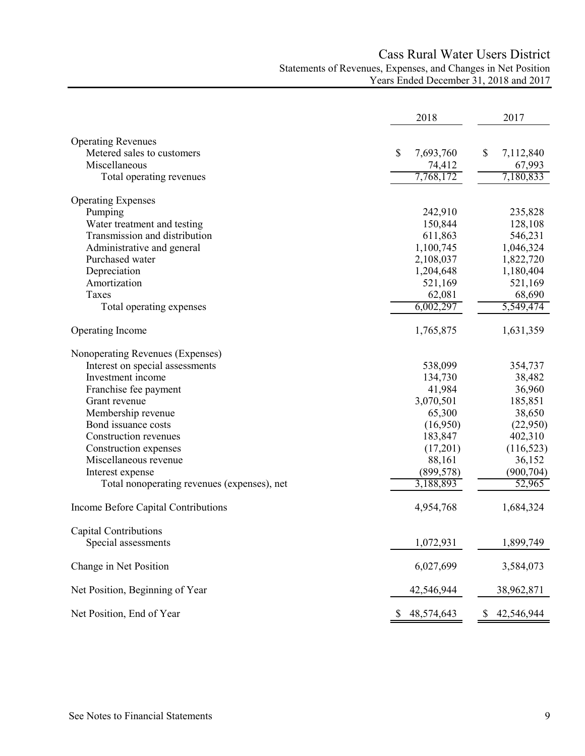# Cass Rural Water Users District

## Statements of Revenues, Expenses, and Changes in Net Position

### Years Ended December 31, 2018 and 2017

| | 2018 | 2017 |
|---|---|---|
| **Operating Revenues** | | |
| Metered sales to customers | $ 7,693,760 | $ 7,112,840 |
| Miscellaneous | 74,412 | 67,993 |
| Total operating revenues | 7,768,172 | 7,180,833 |
| **Operating Expenses** | | |
| Pumping | 242,910 | 235,828 |
| Water treatment and testing | 150,844 | 128,108 |
| Transmission and distribution | 611,863 | 546,231 |
| Administrative and general | 1,100,745 | 1,046,324 |
| Purchased water | 2,108,037 | 1,822,720 |
| Depreciation | 1,204,648 | 1,180,404 |
| Amortization | 521,169 | 521,169 |
| Taxes | 62,081 | 68,690 |
| Total operating expenses | 6,002,297 | 5,549,474 |
| **Operating Income** | 1,765,875 | 1,631,359 |
| **Nonoperating Revenues (Expenses)** | | |
| Interest on special assessments | 538,099 | 354,737 |
| Investment income | 134,730 | 38,482 |
| Franchise fee payment | 41,984 | 36,960 |
| Grant revenue | 3,070,501 | 185,851 |
| Membership revenue | 65,300 | 38,650 |
| Bond issuance costs | (16,950) | (22,950) |
| Construction revenues | 183,847 | 402,310 |
| Construction expenses | (17,201) | (116,523) |
| Miscellaneous revenue | 88,161 | 36,152 |
| Interest expense | (899,578) | (900,704) |
| Total nonoperating revenues (expenses), net | 3,188,893 | 52,965 |
| **Income Before Capital Contributions** | 4,954,768 | 1,684,324 |
| **Capital Contributions** | | |
| Special assessments | 1,072,931 | 1,899,749 |
| **Change in Net Position** | 6,027,699 | 3,584,073 |
| **Net Position, Beginning of Year** | 42,546,944 | 38,962,871 |
| **Net Position, End of Year** | $ 48,574,643 | $ 42,546,944 |

See Notes to Financial Statements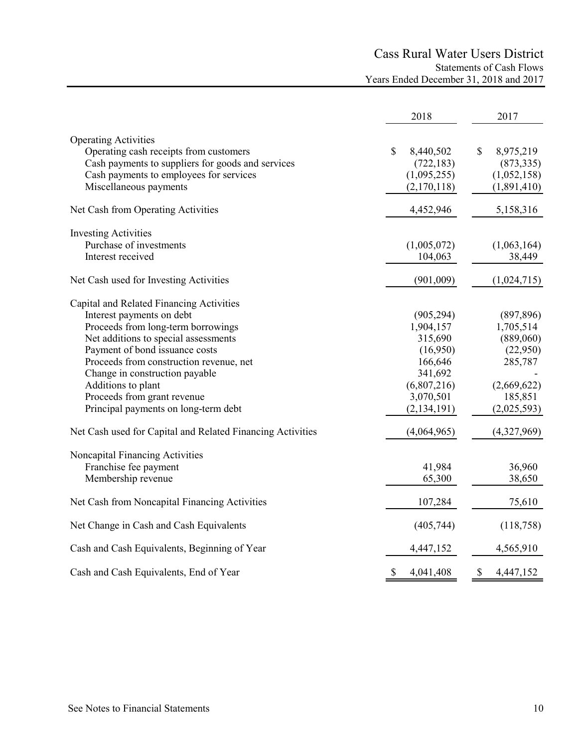# Cass Rural Water Users District

## Statements of Cash Flows

### Years Ended December 31, 2018 and 2017

| | 2018 | 2017 |
|---|---|---|
| **Operating Activities** | | |
| Operating cash receipts from customers | $ 8,440,502 | $ 8,975,219 |
| Cash payments to suppliers for goods and services | (722,183) | (873,335) |
| Cash payments to employees for services | (1,095,255) | (1,052,158) |
| Miscellaneous payments | (2,170,118) | (1,891,410) |
| Net Cash from Operating Activities | 4,452,946 | 5,158,316 |
| **Investing Activities** | | |
| Purchase of investments | (1,005,072) | (1,063,164) |
| Interest received | 104,063 | 38,449 |
| Net Cash used for Investing Activities | (901,009) | (1,024,715) |
| **Capital and Related Financing Activities** | | |
| Interest payments on debt | (905,294) | (897,896) |
| Proceeds from long-term borrowings | 1,904,157 | 1,705,514 |
| Net additions to special assessments | 315,690 | (889,060) |
| Payment of bond issuance costs | (16,950) | (22,950) |
| Proceeds from construction revenue, net | 166,646 | 285,787 |
| Change in construction payable | 341,692 | - |
| Additions to plant | (6,807,216) | (2,669,622) |
| Proceeds from grant revenue | 3,070,501 | 185,851 |
| Principal payments on long-term debt | (2,134,191) | (2,025,593) |
| Net Cash used for Capital and Related Financing Activities | (4,064,965) | (4,327,969) |
| **Noncapital Financing Activities** | | |
| Franchise fee payment | 41,984 | 36,960 |
| Membership revenue | 65,300 | 38,650 |
| Net Cash from Noncapital Financing Activities | 107,284 | 75,610 |
| Net Change in Cash and Cash Equivalents | (405,744) | (118,758) |
| Cash and Cash Equivalents, Beginning of Year | 4,447,152 | 4,565,910 |
| Cash and Cash Equivalents, End of Year | $ 4,041,408 | $ 4,447,152 |

See Notes to Financial Statements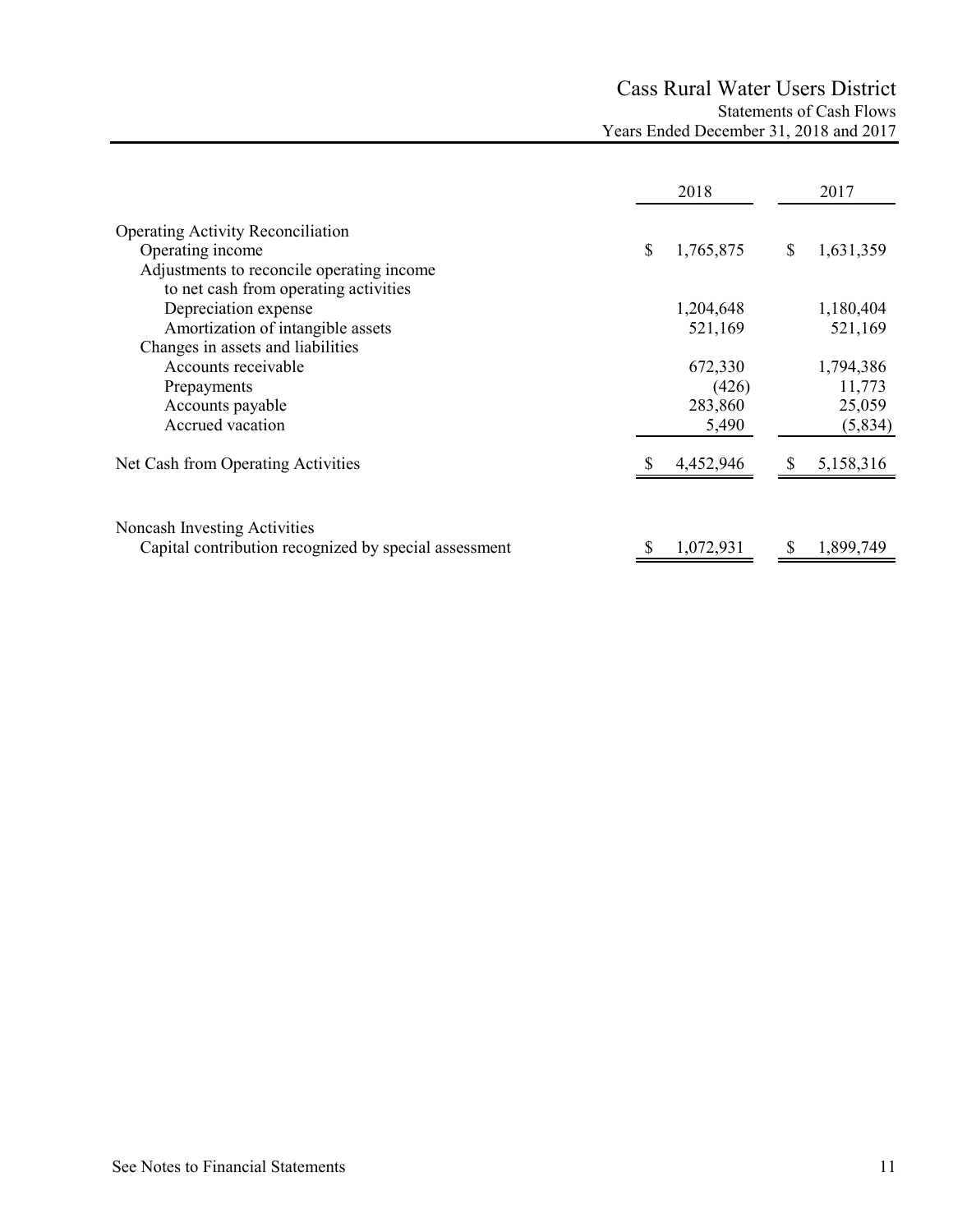# Cass Rural Water Users District

## Statements of Cash Flows

### Years Ended December 31, 2018 and 2017

| | 2018 | 2017 |
|---|---|---|
| **Operating Activity Reconciliation** | | |
| Operating income | $ 1,765,875 | $ 1,631,359 |
| Adjustments to reconcile operating income to net cash from operating activities | | |
| Depreciation expense | 1,204,648 | 1,180,404 |
| Amortization of intangible assets | 521,169 | 521,169 |
| Changes in assets and liabilities | | |
| Accounts receivable | 672,330 | 1,794,386 |
| Prepayments | (426) | 11,773 |
| Accounts payable | 283,860 | 25,059 |
| Accrued vacation | 5,490 | (5,834) |
| **Net Cash from Operating Activities** | $ 4,452,946 | $ 5,158,316 |
| | | |
| **Noncash Investing Activities** | | |
| Capital contribution recognized by special assessment | $ 1,072,931 | $ 1,899,749 |

See Notes to Financial Statements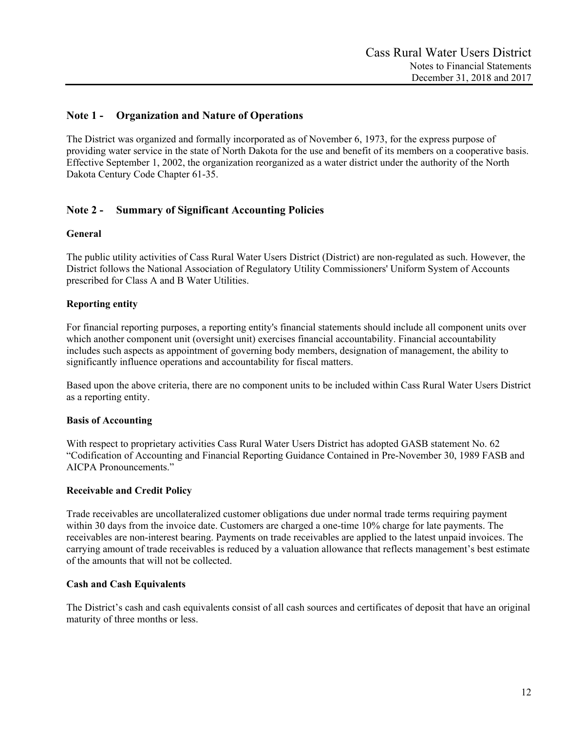## Note 1 - Organization and Nature of Operations

The District was organized and formally incorporated as of November 6, 1973, for the express purpose of providing water service in the state of North Dakota for the use and benefit of its members on a cooperative basis. Effective September 1, 2002, the organization reorganized as a water district under the authority of the North Dakota Century Code Chapter 61-35.

## Note 2 - Summary of Significant Accounting Policies

### General

The public utility activities of Cass Rural Water Users District (District) are non-regulated as such. However, the District follows the National Association of Regulatory Utility Commissioners' Uniform System of Accounts prescribed for Class A and B Water Utilities.

### Reporting entity

For financial reporting purposes, a reporting entity's financial statements should include all component units over which another component unit (oversight unit) exercises financial accountability. Financial accountability includes such aspects as appointment of governing body members, designation of management, the ability to significantly influence operations and accountability for fiscal matters.

Based upon the above criteria, there are no component units to be included within Cass Rural Water Users District as a reporting entity.

### Basis of Accounting

With respect to proprietary activities Cass Rural Water Users District has adopted GASB statement No. 62 "Codification of Accounting and Financial Reporting Guidance Contained in Pre-November 30, 1989 FASB and AICPA Pronouncements."

### Receivable and Credit Policy

Trade receivables are uncollateralized customer obligations due under normal trade terms requiring payment within 30 days from the invoice date. Customers are charged a one-time 10% charge for late payments. The receivables are non-interest bearing. Payments on trade receivables are applied to the latest unpaid invoices. The carrying amount of trade receivables is reduced by a valuation allowance that reflects management's best estimate of the amounts that will not be collected.

### Cash and Cash Equivalents

The District's cash and cash equivalents consist of all cash sources and certificates of deposit that have an original maturity of three months or less.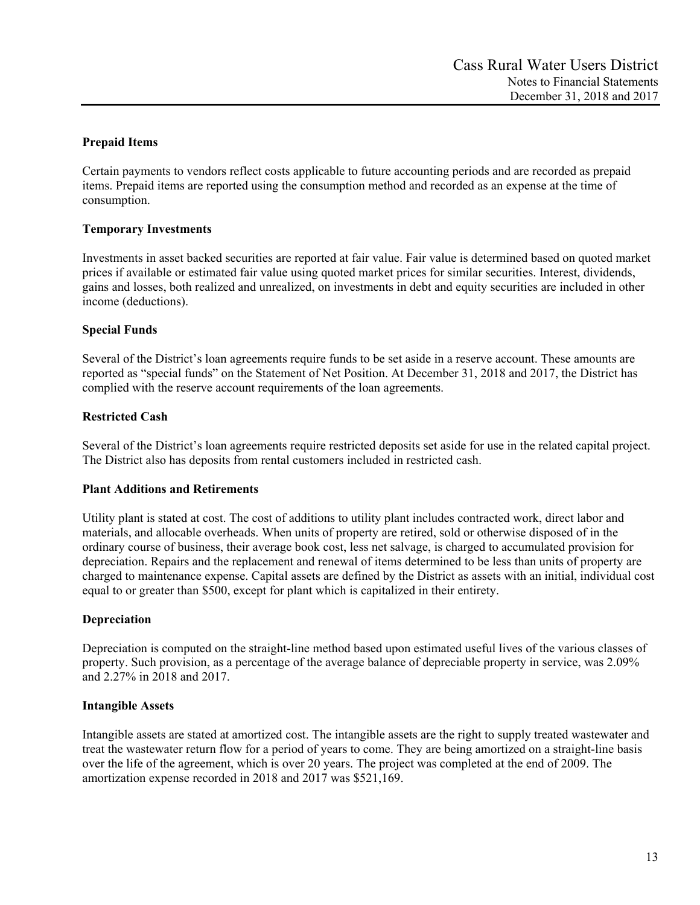### Prepaid Items

Certain payments to vendors reflect costs applicable to future accounting periods and are recorded as prepaid items. Prepaid items are reported using the consumption method and recorded as an expense at the time of consumption.

### Temporary Investments

Investments in asset backed securities are reported at fair value. Fair value is determined based on quoted market prices if available or estimated fair value using quoted market prices for similar securities. Interest, dividends, gains and losses, both realized and unrealized, on investments in debt and equity securities are included in other income (deductions).

### Special Funds

Several of the District's loan agreements require funds to be set aside in a reserve account. These amounts are reported as "special funds" on the Statement of Net Position. At December 31, 2018 and 2017, the District has complied with the reserve account requirements of the loan agreements.

### Restricted Cash

Several of the District's loan agreements require restricted deposits set aside for use in the related capital project. The District also has deposits from rental customers included in restricted cash.

### Plant Additions and Retirements

Utility plant is stated at cost. The cost of additions to utility plant includes contracted work, direct labor and materials, and allocable overheads. When units of property are retired, sold or otherwise disposed of in the ordinary course of business, their average book cost, less net salvage, is charged to accumulated provision for depreciation. Repairs and the replacement and renewal of items determined to be less than units of property are charged to maintenance expense. Capital assets are defined by the District as assets with an initial, individual cost equal to or greater than $500, except for plant which is capitalized in their entirety.

### Depreciation

Depreciation is computed on the straight-line method based upon estimated useful lives of the various classes of property. Such provision, as a percentage of the average balance of depreciable property in service, was 2.09% and 2.27% in 2018 and 2017.

### Intangible Assets

Intangible assets are stated at amortized cost. The intangible assets are the right to supply treated wastewater and treat the wastewater return flow for a period of years to come. They are being amortized on a straight-line basis over the life of the agreement, which is over 20 years. The project was completed at the end of 2009. The amortization expense recorded in 2018 and 2017 was $521,169.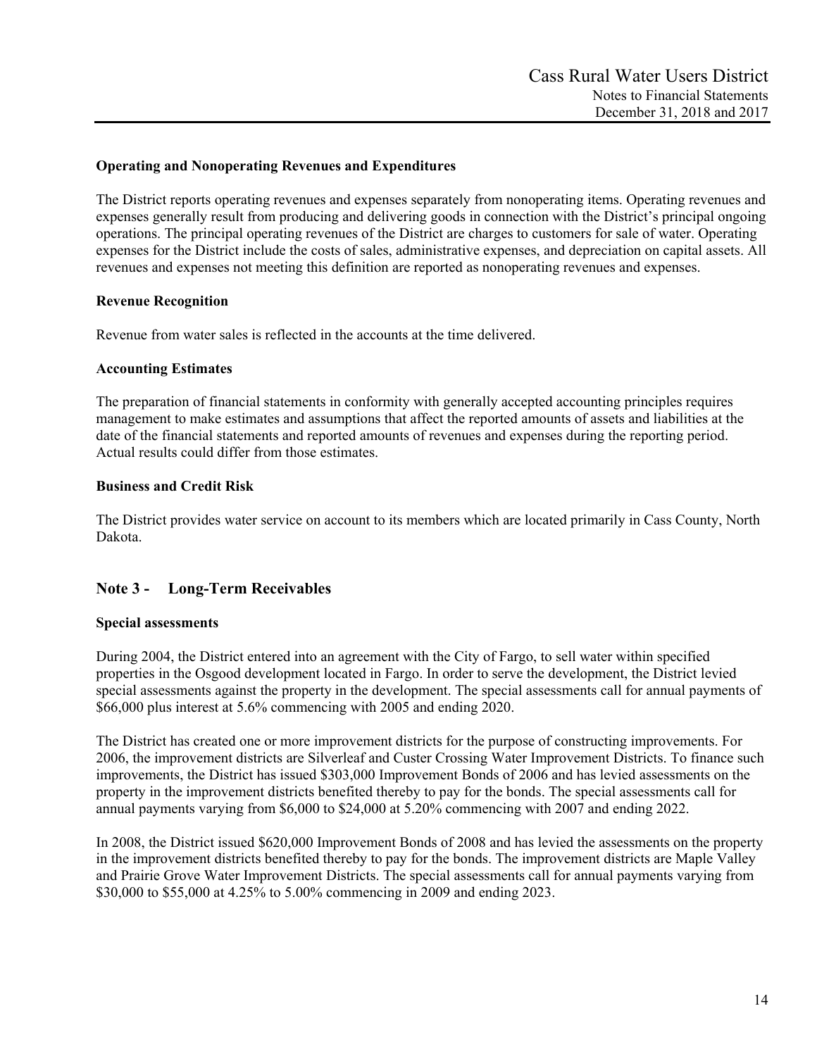### Operating and Nonoperating Revenues and Expenditures

The District reports operating revenues and expenses separately from nonoperating items. Operating revenues and expenses generally result from producing and delivering goods in connection with the District's principal ongoing operations. The principal operating revenues of the District are charges to customers for sale of water. Operating expenses for the District include the costs of sales, administrative expenses, and depreciation on capital assets. All revenues and expenses not meeting this definition are reported as nonoperating revenues and expenses.

### Revenue Recognition

Revenue from water sales is reflected in the accounts at the time delivered.

### Accounting Estimates

The preparation of financial statements in conformity with generally accepted accounting principles requires management to make estimates and assumptions that affect the reported amounts of assets and liabilities at the date of the financial statements and reported amounts of revenues and expenses during the reporting period. Actual results could differ from those estimates.

### Business and Credit Risk

The District provides water service on account to its members which are located primarily in Cass County, North Dakota.

## Note 3 - Long-Term Receivables

### Special assessments

During 2004, the District entered into an agreement with the City of Fargo, to sell water within specified properties in the Osgood development located in Fargo. In order to serve the development, the District levied special assessments against the property in the development. The special assessments call for annual payments of $66,000 plus interest at 5.6% commencing with 2005 and ending 2020.

The District has created one or more improvement districts for the purpose of constructing improvements. For 2006, the improvement districts are Silverleaf and Custer Crossing Water Improvement Districts. To finance such improvements, the District has issued $303,000 Improvement Bonds of 2006 and has levied assessments on the property in the improvement districts benefited thereby to pay for the bonds. The special assessments call for annual payments varying from $6,000 to $24,000 at 5.20% commencing with 2007 and ending 2022.

In 2008, the District issued $620,000 Improvement Bonds of 2008 and has levied the assessments on the property in the improvement districts benefited thereby to pay for the bonds. The improvement districts are Maple Valley and Prairie Grove Water Improvement Districts. The special assessments call for annual payments varying from $30,000 to $55,000 at 4.25% to 5.00% commencing in 2009 and ending 2023.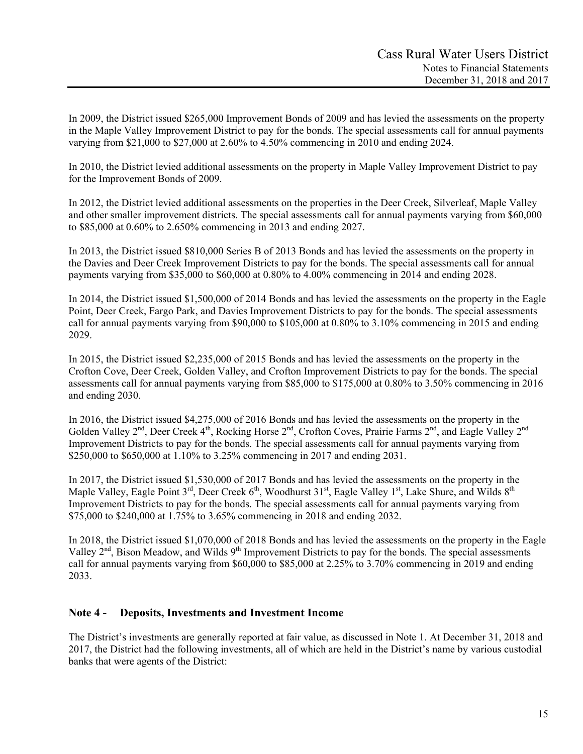In 2009, the District issued $265,000 Improvement Bonds of 2009 and has levied the assessments on the property in the Maple Valley Improvement District to pay for the bonds. The special assessments call for annual payments varying from $21,000 to $27,000 at 2.60% to 4.50% commencing in 2010 and ending 2024.

In 2010, the District levied additional assessments on the property in Maple Valley Improvement District to pay for the Improvement Bonds of 2009.

In 2012, the District levied additional assessments on the properties in the Deer Creek, Silverleaf, Maple Valley and other smaller improvement districts. The special assessments call for annual payments varying from $60,000 to $85,000 at 0.60% to 2.650% commencing in 2013 and ending 2027.

In 2013, the District issued $810,000 Series B of 2013 Bonds and has levied the assessments on the property in the Davies and Deer Creek Improvement Districts to pay for the bonds. The special assessments call for annual payments varying from $35,000 to $60,000 at 0.80% to 4.00% commencing in 2014 and ending 2028.

In 2014, the District issued $1,500,000 of 2014 Bonds and has levied the assessments on the property in the Eagle Point, Deer Creek, Fargo Park, and Davies Improvement Districts to pay for the bonds. The special assessments call for annual payments varying from $90,000 to $105,000 at 0.80% to 3.10% commencing in 2015 and ending 2029.

In 2015, the District issued $2,235,000 of 2015 Bonds and has levied the assessments on the property in the Crofton Cove, Deer Creek, Golden Valley, and Crofton Improvement Districts to pay for the bonds. The special assessments call for annual payments varying from $85,000 to $175,000 at 0.80% to 3.50% commencing in 2016 and ending 2030.

In 2016, the District issued $4,275,000 of 2016 Bonds and has levied the assessments on the property in the Golden Valley 2nd, Deer Creek 4th, Rocking Horse 2nd, Crofton Coves, Prairie Farms 2nd, and Eagle Valley 2nd Improvement Districts to pay for the bonds. The special assessments call for annual payments varying from $250,000 to $650,000 at 1.10% to 3.25% commencing in 2017 and ending 2031.

In 2017, the District issued $1,530,000 of 2017 Bonds and has levied the assessments on the property in the Maple Valley, Eagle Point 3rd, Deer Creek 6th, Woodhurst 31st, Eagle Valley 1st, Lake Shure, and Wilds 8th Improvement Districts to pay for the bonds. The special assessments call for annual payments varying from $75,000 to $240,000 at 1.75% to 3.65% commencing in 2018 and ending 2032.

In 2018, the District issued $1,070,000 of 2018 Bonds and has levied the assessments on the property in the Eagle Valley 2nd, Bison Meadow, and Wilds 9th Improvement Districts to pay for the bonds. The special assessments call for annual payments varying from $60,000 to $85,000 at 2.25% to 3.70% commencing in 2019 and ending 2033.

## Note 4 - Deposits, Investments and Investment Income

The District's investments are generally reported at fair value, as discussed in Note 1. At December 31, 2018 and 2017, the District had the following investments, all of which are held in the District's name by various custodial banks that were agents of the District: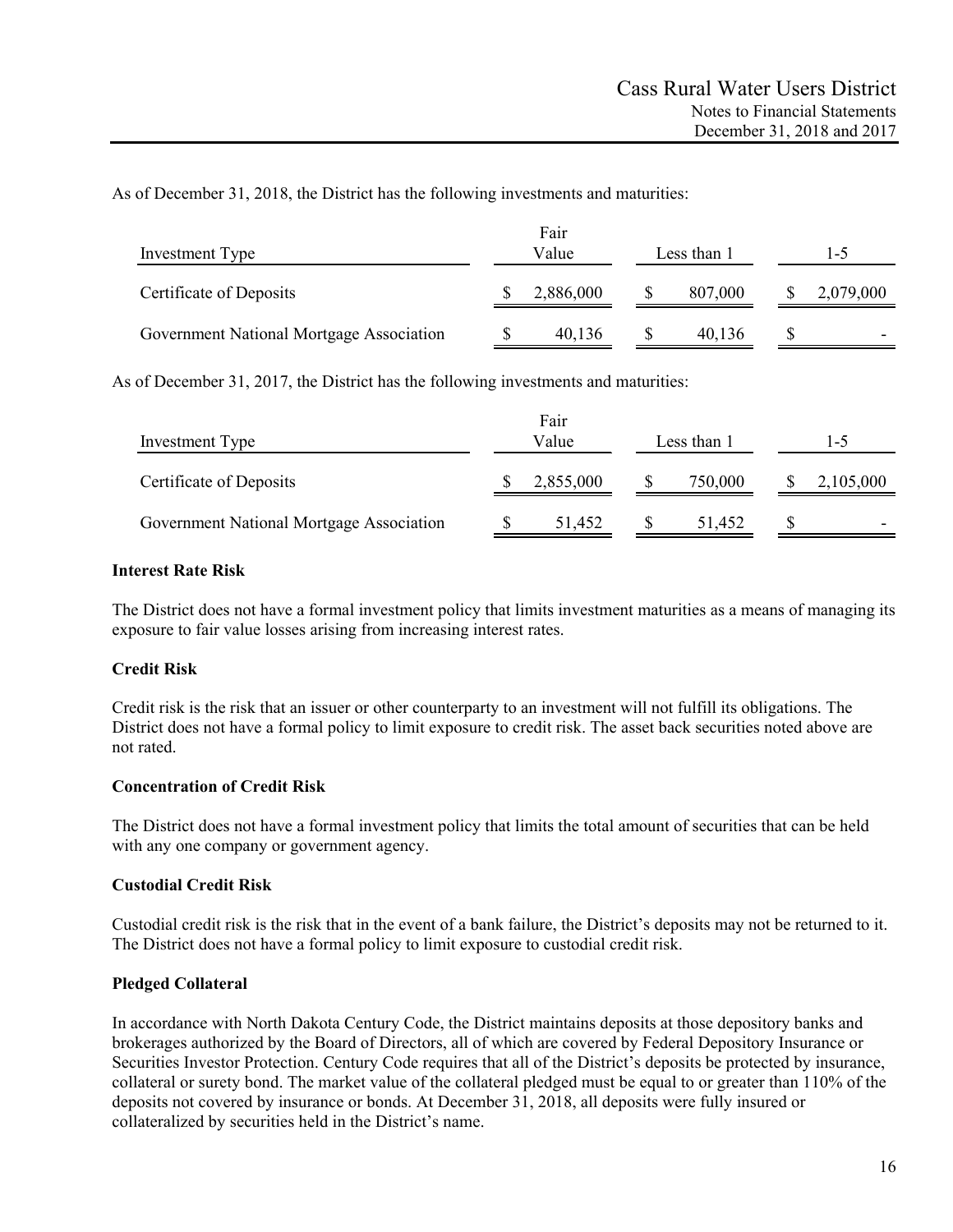As of December 31, 2018, the District has the following investments and maturities:

| Investment Type | Fair Value | Less than 1 | 1-5 |
|---|---|---|---|
| Certificate of Deposits | $ 2,886,000 | $ 807,000 | $ 2,079,000 |
| Government National Mortgage Association | $ 40,136 | $ 40,136 | $ - |

As of December 31, 2017, the District has the following investments and maturities:

| Investment Type | Fair Value | Less than 1 | 1-5 |
|---|---|---|---|
| Certificate of Deposits | $ 2,855,000 | $ 750,000 | $ 2,105,000 |
| Government National Mortgage Association | $ 51,452 | $ 51,452 | $ - |

**Interest Rate Risk**

The District does not have a formal investment policy that limits investment maturities as a means of managing its exposure to fair value losses arising from increasing interest rates.

**Credit Risk**

Credit risk is the risk that an issuer or other counterparty to an investment will not fulfill its obligations. The District does not have a formal policy to limit exposure to credit risk. The asset back securities noted above are not rated.

**Concentration of Credit Risk**

The District does not have a formal investment policy that limits the total amount of securities that can be held with any one company or government agency.

**Custodial Credit Risk**

Custodial credit risk is the risk that in the event of a bank failure, the District's deposits may not be returned to it. The District does not have a formal policy to limit exposure to custodial credit risk.

**Pledged Collateral**

In accordance with North Dakota Century Code, the District maintains deposits at those depository banks and brokerages authorized by the Board of Directors, all of which are covered by Federal Depository Insurance or Securities Investor Protection. Century Code requires that all of the District's deposits be protected by insurance, collateral or surety bond. The market value of the collateral pledged must be equal to or greater than 110% of the deposits not covered by insurance or bonds. At December 31, 2018, all deposits were fully insured or collateralized by securities held in the District's name.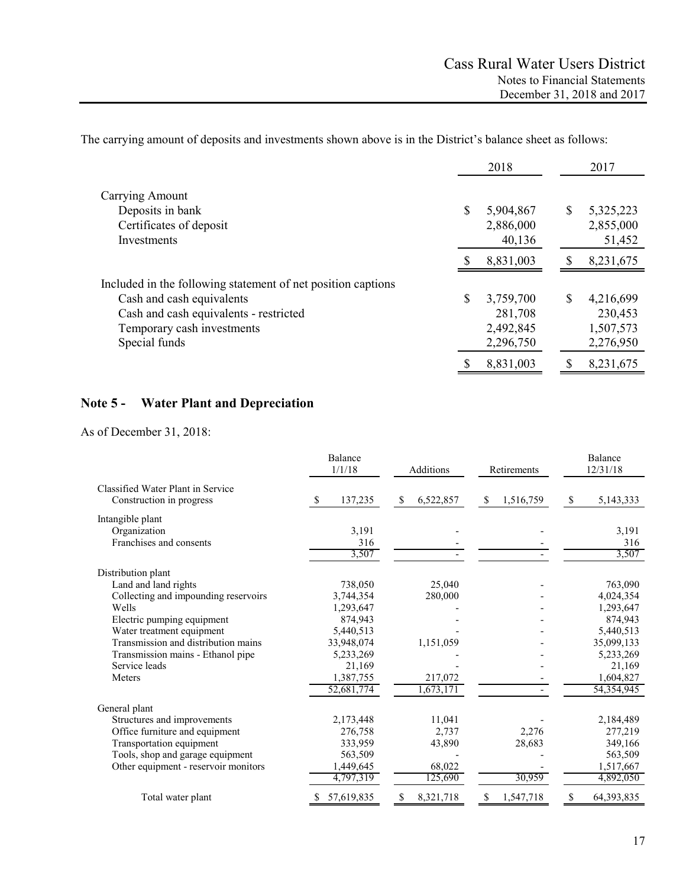The carrying amount of deposits and investments shown above is in the District's balance sheet as follows:

| | 2018 | 2017 |
|---|---|---|
| Carrying Amount | | |
| Deposits in bank | $ 5,904,867 | $ 5,325,223 |
| Certificates of deposit | 2,886,000 | 2,855,000 |
| Investments | 40,136 | 51,452 |
| | $ 8,831,003 | $ 8,231,675 |
| Included in the following statement of net position captions | | |
| Cash and cash equivalents | $ 3,759,700 | $ 4,216,699 |
| Cash and cash equivalents - restricted | 281,708 | 230,453 |
| Temporary cash investments | 2,492,845 | 1,507,573 |
| Special funds | 2,296,750 | 2,276,950 |
| | $ 8,831,003 | $ 8,231,675 |

## Note 5 - Water Plant and Depreciation

As of December 31, 2018:

| | Balance 1/1/18 | Additions | Retirements | Balance 12/31/18 |
|---|---|---|---|---|
| Classified Water Plant in Service | | | | |
| Construction in progress | $ 137,235 | $ 6,522,857 | $ 1,516,759 | $ 5,143,333 |
| Intangible plant | | | | |
| Organization | 3,191 | - | - | 3,191 |
| Franchises and consents | 316 | - | - | 316 |
| | 3,507 | - | - | 3,507 |
| Distribution plant | | | | |
| Land and land rights | 738,050 | 25,040 | - | 763,090 |
| Collecting and impounding reservoirs | 3,744,354 | 280,000 | - | 4,024,354 |
| Wells | 1,293,647 | - | - | 1,293,647 |
| Electric pumping equipment | 874,943 | - | - | 874,943 |
| Water treatment equipment | 5,440,513 | - | - | 5,440,513 |
| Transmission and distribution mains | 33,948,074 | 1,151,059 | - | 35,099,133 |
| Transmission mains - Ethanol pipe | 5,233,269 | - | - | 5,233,269 |
| Service leads | 21,169 | - | - | 21,169 |
| Meters | 1,387,755 | 217,072 | - | 1,604,827 |
| | 52,681,774 | 1,673,171 | - | 54,354,945 |
| General plant | | | | |
| Structures and improvements | 2,173,448 | 11,041 | - | 2,184,489 |
| Office furniture and equipment | 276,758 | 2,737 | 2,276 | 277,219 |
| Transportation equipment | 333,959 | 43,890 | 28,683 | 349,166 |
| Tools, shop and garage equipment | 563,509 | - | - | 563,509 |
| Other equipment - reservoir monitors | 1,449,645 | 68,022 | - | 1,517,667 |
| | 4,797,319 | 125,690 | 30,959 | 4,892,050 |
| Total water plant | $ 57,619,835 | $ 8,321,718 | $ 1,547,718 | $ 64,393,835 |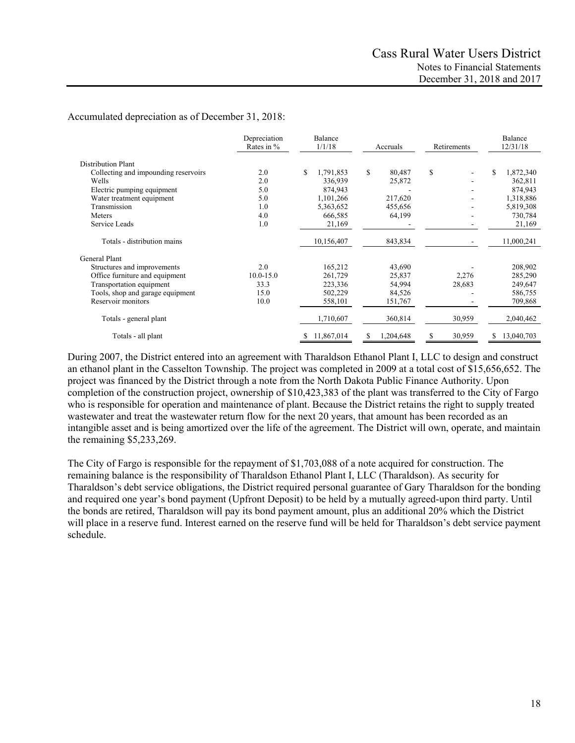Accumulated depreciation as of December 31, 2018:

| | Depreciation Rates in % | Balance 1/1/18 | Accruals | Retirements | Balance 12/31/18 |
|---|---|---|---|---|---|
| Distribution Plant | | | | | |
| Collecting and impounding reservoirs | 2.0 | $ 1,791,853 | $ 80,487 | $ - | $ 1,872,340 |
| Wells | 2.0 | 336,939 | 25,872 | - | 362,811 |
| Electric pumping equipment | 5.0 | 874,943 | - | - | 874,943 |
| Water treatment equipment | 5.0 | 1,101,266 | 217,620 | - | 1,318,886 |
| Transmission | 1.0 | 5,363,652 | 455,656 | - | 5,819,308 |
| Meters | 4.0 | 666,585 | 64,199 | - | 730,784 |
| Service Leads | 1.0 | 21,169 | - | - | 21,169 |
| Totals - distribution mains | | 10,156,407 | 843,834 | - | 11,000,241 |
| General Plant | | | | | |
| Structures and improvements | 2.0 | 165,212 | 43,690 | - | 208,902 |
| Office furniture and equipment | 10.0-15.0 | 261,729 | 25,837 | 2,276 | 285,290 |
| Transportation equipment | 33.3 | 223,336 | 54,994 | 28,683 | 249,647 |
| Tools, shop and garage equipment | 15.0 | 502,229 | 84,526 | - | 586,755 |
| Reservoir monitors | 10.0 | 558,101 | 151,767 | - | 709,868 |
| Totals - general plant | | 1,710,607 | 360,814 | 30,959 | 2,040,462 |
| Totals - all plant | | $ 11,867,014 | $ 1,204,648 | $ 30,959 | $ 13,040,703 |

During 2007, the District entered into an agreement with Tharaldson Ethanol Plant I, LLC to design and construct an ethanol plant in the Casselton Township. The project was completed in 2009 at a total cost of $15,656,652. The project was financed by the District through a note from the North Dakota Public Finance Authority. Upon completion of the construction project, ownership of $10,423,383 of the plant was transferred to the City of Fargo who is responsible for operation and maintenance of plant. Because the District retains the right to supply treated wastewater and treat the wastewater return flow for the next 20 years, that amount has been recorded as an intangible asset and is being amortized over the life of the agreement. The District will own, operate, and maintain the remaining $5,233,269.

The City of Fargo is responsible for the repayment of $1,703,088 of a note acquired for construction. The remaining balance is the responsibility of Tharaldson Ethanol Plant I, LLC (Tharaldson). As security for Tharaldson's debt service obligations, the District required personal guarantee of Gary Tharaldson for the bonding and required one year's bond payment (Upfront Deposit) to be held by a mutually agreed-upon third party. Until the bonds are retired, Tharaldson will pay its bond payment amount, plus an additional 20% which the District will place in a reserve fund. Interest earned on the reserve fund will be held for Tharaldson's debt service payment schedule.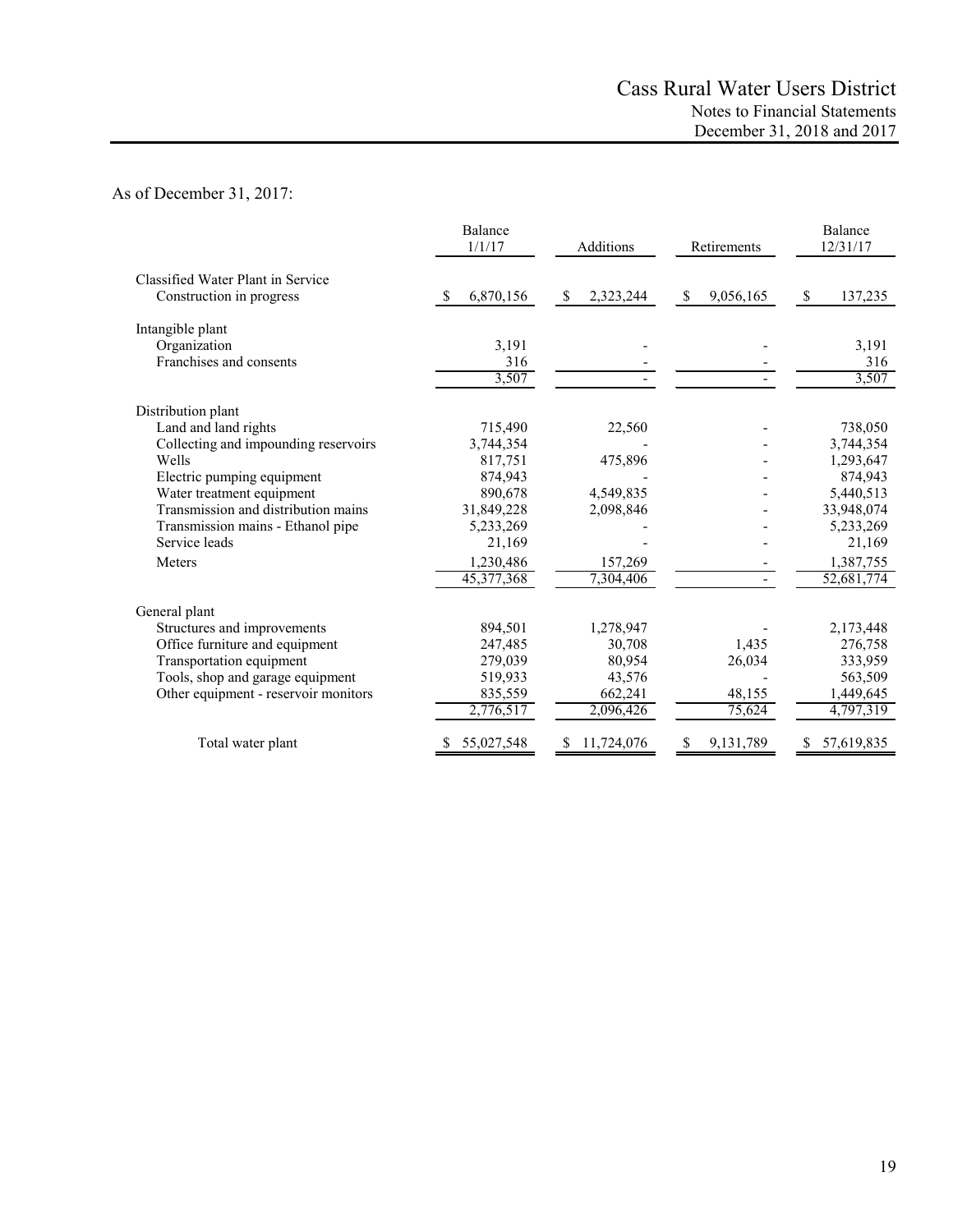As of December 31, 2017:

| | Balance 1/1/17 | Additions | Retirements | Balance 12/31/17 |
|---|---|---|---|---|
| Classified Water Plant in Service | | | | |
| Construction in progress | $ 6,870,156 | $ 2,323,244 | $ 9,056,165 | $ 137,235 |
| Intangible plant | | | | |
| Organization | 3,191 | - | - | 3,191 |
| Franchises and consents | 316 | - | - | 316 |
| | 3,507 | - | - | 3,507 |
| Distribution plant | | | | |
| Land and land rights | 715,490 | 22,560 | - | 738,050 |
| Collecting and impounding reservoirs | 3,744,354 | - | - | 3,744,354 |
| Wells | 817,751 | 475,896 | - | 1,293,647 |
| Electric pumping equipment | 874,943 | - | - | 874,943 |
| Water treatment equipment | 890,678 | 4,549,835 | - | 5,440,513 |
| Transmission and distribution mains | 31,849,228 | 2,098,846 | - | 33,948,074 |
| Transmission mains - Ethanol pipe | 5,233,269 | - | - | 5,233,269 |
| Service leads | 21,169 | - | - | 21,169 |
| Meters | 1,230,486 | 157,269 | - | 1,387,755 |
| | 45,377,368 | 7,304,406 | - | 52,681,774 |
| General plant | | | | |
| Structures and improvements | 894,501 | 1,278,947 | - | 2,173,448 |
| Office furniture and equipment | 247,485 | 30,708 | 1,435 | 276,758 |
| Transportation equipment | 279,039 | 80,954 | 26,034 | 333,959 |
| Tools, shop and garage equipment | 519,933 | 43,576 | - | 563,509 |
| Other equipment - reservoir monitors | 835,559 | 662,241 | 48,155 | 1,449,645 |
| | 2,776,517 | 2,096,426 | 75,624 | 4,797,319 |
| Total water plant | $ 55,027,548 | $ 11,724,076 | $ 9,131,789 | $ 57,619,835 |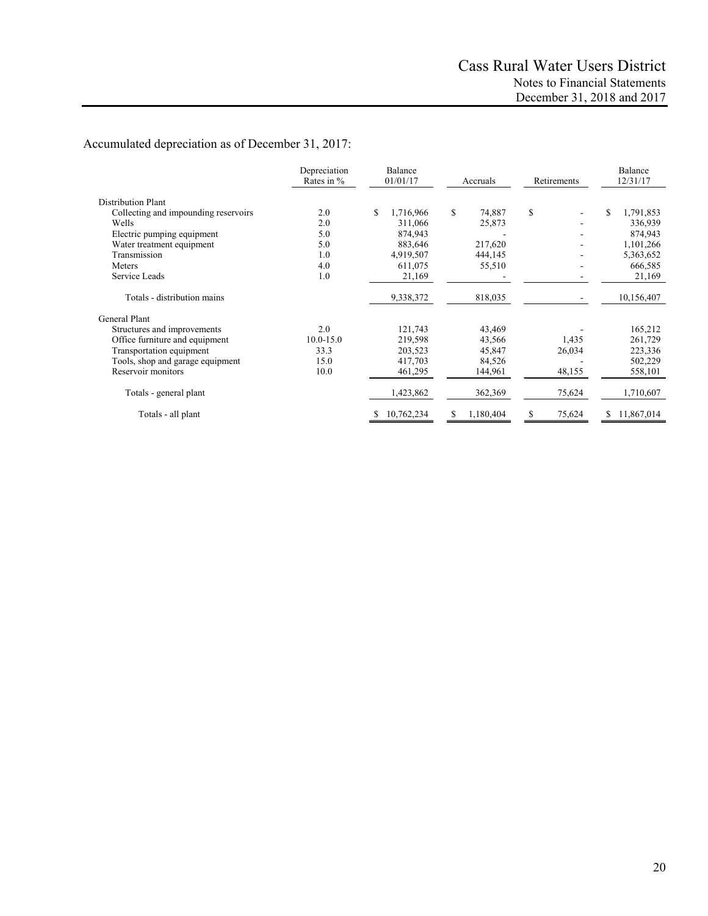Accumulated depreciation as of December 31, 2017:

| | Depreciation Rates in % | Balance 01/01/17 | Accruals | Retirements | Balance 12/31/17 |
|---|---|---|---|---|---|
| Distribution Plant | | | | | |
| Collecting and impounding reservoirs | 2.0 | $ 1,716,966 | $ 74,887 | $ - | $ 1,791,853 |
| Wells | 2.0 | 311,066 | 25,873 | - | 336,939 |
| Electric pumping equipment | 5.0 | 874,943 | - | - | 874,943 |
| Water treatment equipment | 5.0 | 883,646 | 217,620 | - | 1,101,266 |
| Transmission | 1.0 | 4,919,507 | 444,145 | - | 5,363,652 |
| Meters | 4.0 | 611,075 | 55,510 | - | 666,585 |
| Service Leads | 1.0 | 21,169 | - | - | 21,169 |
| Totals - distribution mains | | 9,338,372 | 818,035 | - | 10,156,407 |
| General Plant | | | | | |
| Structures and improvements | 2.0 | 121,743 | 43,469 | - | 165,212 |
| Office furniture and equipment | 10.0-15.0 | 219,598 | 43,566 | 1,435 | 261,729 |
| Transportation equipment | 33.3 | 203,523 | 45,847 | 26,034 | 223,336 |
| Tools, shop and garage equipment | 15.0 | 417,703 | 84,526 | - | 502,229 |
| Reservoir monitors | 10.0 | 461,295 | 144,961 | 48,155 | 558,101 |
| Totals - general plant | | 1,423,862 | 362,369 | 75,624 | 1,710,607 |
| Totals - all plant | | $ 10,762,234 | $ 1,180,404 | $ 75,624 | $ 11,867,014 |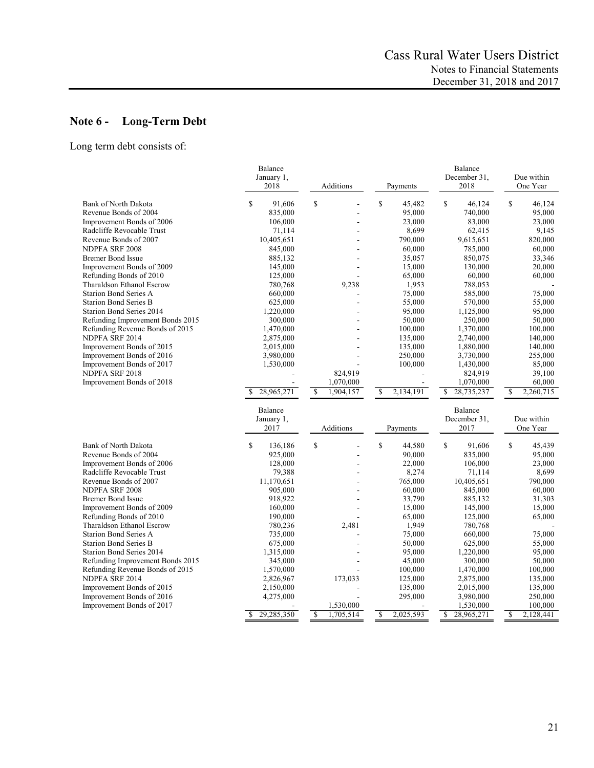## Note 6 - Long-Term Debt

Long term debt consists of:

| | Balance January 1, 2018 | Additions | Payments | Balance December 31, 2018 | Due within One Year |
|---|---|---|---|---|---|
| Bank of North Dakota | $ 91,606 | $ - | $ 45,482 | $ 46,124 | $ 46,124 |
| Revenue Bonds of 2004 | 835,000 | - | 95,000 | 740,000 | 95,000 |
| Improvement Bonds of 2006 | 106,000 | - | 23,000 | 83,000 | 23,000 |
| Radcliffe Revocable Trust | 71,114 | - | 8,699 | 62,415 | 9,145 |
| Revenue Bonds of 2007 | 10,405,651 | - | 790,000 | 9,615,651 | 820,000 |
| NDPFA SRF 2008 | 845,000 | - | 60,000 | 785,000 | 60,000 |
| Bremer Bond Issue | 885,132 | - | 35,057 | 850,075 | 33,346 |
| Improvement Bonds of 2009 | 145,000 | - | 15,000 | 130,000 | 20,000 |
| Refunding Bonds of 2010 | 125,000 | - | 65,000 | 60,000 | 60,000 |
| Tharaldson Ethanol Escrow | 780,768 | 9,238 | 1,953 | 788,053 | - |
| Starion Bond Series A | 660,000 | - | 75,000 | 585,000 | 75,000 |
| Starion Bond Series B | 625,000 | - | 55,000 | 570,000 | 55,000 |
| Starion Bond Series 2014 | 1,220,000 | - | 95,000 | 1,125,000 | 95,000 |
| Refunding Improvement Bonds 2015 | 300,000 | - | 50,000 | 250,000 | 50,000 |
| Refunding Revenue Bonds of 2015 | 1,470,000 | - | 100,000 | 1,370,000 | 100,000 |
| NDPFA SRF 2014 | 2,875,000 | - | 135,000 | 2,740,000 | 140,000 |
| Improvement Bonds of 2015 | 2,015,000 | - | 135,000 | 1,880,000 | 140,000 |
| Improvement Bonds of 2016 | 3,980,000 | - | 250,000 | 3,730,000 | 255,000 |
| Improvement Bonds of 2017 | 1,530,000 | - | 100,000 | 1,430,000 | 85,000 |
| NDPFA SRF 2018 | - | 824,919 | - | 824,919 | 39,100 |
| Improvement Bonds of 2018 | - | 1,070,000 | - | 1,070,000 | 60,000 |
| | $ 28,965,271 | $ 1,904,157 | $ 2,134,191 | $ 28,735,237 | $ 2,260,715 |

| | Balance January 1, 2017 | Additions | Payments | Balance December 31, 2017 | Due within One Year |
|---|---|---|---|---|---|
| Bank of North Dakota | $ 136,186 | $ - | $ 44,580 | $ 91,606 | $ 45,439 |
| Revenue Bonds of 2004 | 925,000 | - | 90,000 | 835,000 | 95,000 |
| Improvement Bonds of 2006 | 128,000 | - | 22,000 | 106,000 | 23,000 |
| Radcliffe Revocable Trust | 79,388 | - | 8,274 | 71,114 | 8,699 |
| Revenue Bonds of 2007 | 11,170,651 | - | 765,000 | 10,405,651 | 790,000 |
| NDPFA SRF 2008 | 905,000 | - | 60,000 | 845,000 | 60,000 |
| Bremer Bond Issue | 918,922 | - | 33,790 | 885,132 | 31,303 |
| Improvement Bonds of 2009 | 160,000 | - | 15,000 | 145,000 | 15,000 |
| Refunding Bonds of 2010 | 190,000 | - | 65,000 | 125,000 | 65,000 |
| Tharaldson Ethanol Escrow | 780,236 | 2,481 | 1,949 | 780,768 | - |
| Starion Bond Series A | 735,000 | - | 75,000 | 660,000 | 75,000 |
| Starion Bond Series B | 675,000 | - | 50,000 | 625,000 | 55,000 |
| Starion Bond Series 2014 | 1,315,000 | - | 95,000 | 1,220,000 | 95,000 |
| Refunding Improvement Bonds 2015 | 345,000 | - | 45,000 | 300,000 | 50,000 |
| Refunding Revenue Bonds of 2015 | 1,570,000 | - | 100,000 | 1,470,000 | 100,000 |
| NDPFA SRF 2014 | 2,826,967 | 173,033 | 125,000 | 2,875,000 | 135,000 |
| Improvement Bonds of 2015 | 2,150,000 | - | 135,000 | 2,015,000 | 135,000 |
| Improvement Bonds of 2016 | 4,275,000 | - | 295,000 | 3,980,000 | 250,000 |
| Improvement Bonds of 2017 | - | 1,530,000 | - | 1,530,000 | 100,000 |
| | $ 29,285,350 | $ 1,705,514 | $ 2,025,593 | $ 28,965,271 | $ 2,128,441 |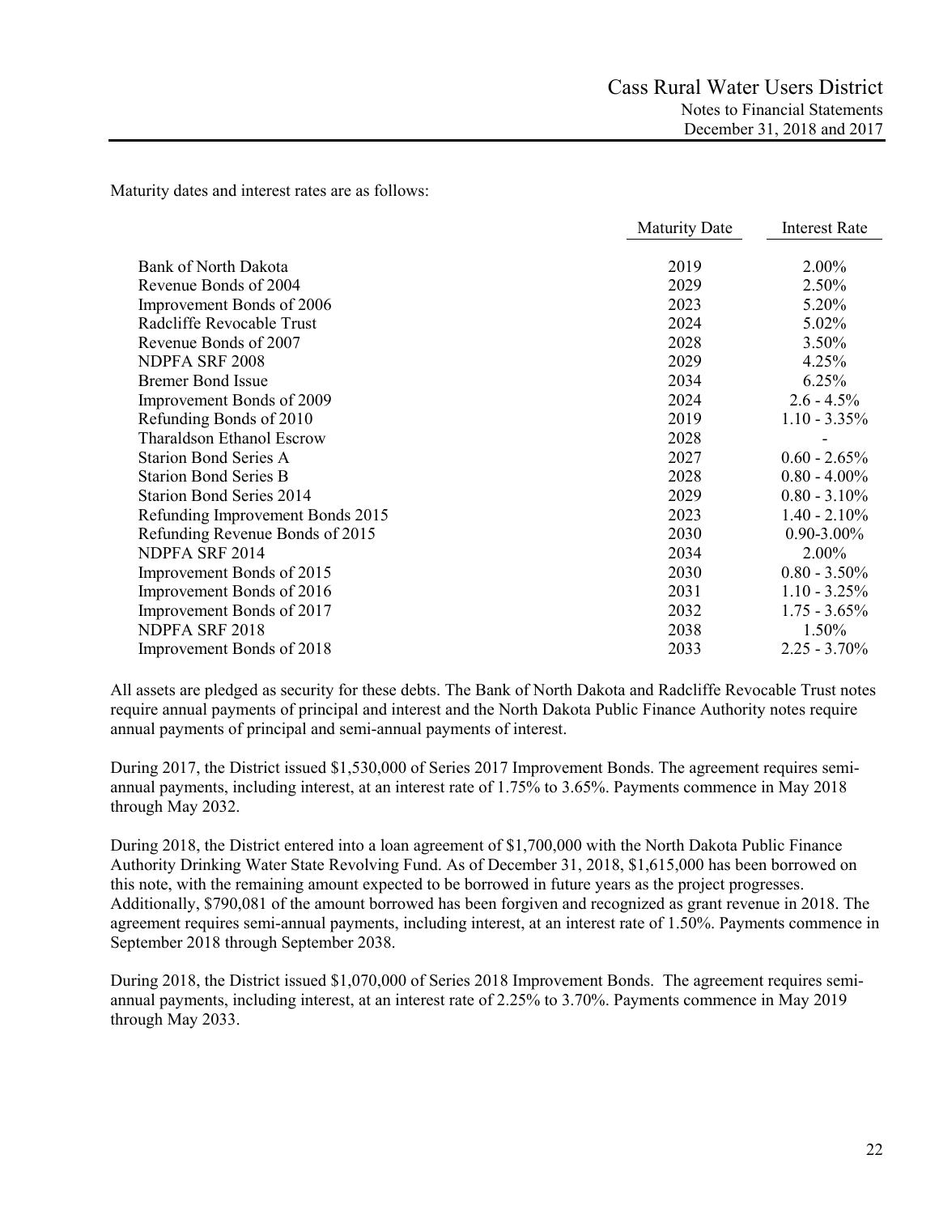Maturity dates and interest rates are as follows:

| | Maturity Date | Interest Rate |
|---|---|---|
| Bank of North Dakota | 2019 | 2.00% |
| Revenue Bonds of 2004 | 2029 | 2.50% |
| Improvement Bonds of 2006 | 2023 | 5.20% |
| Radcliffe Revocable Trust | 2024 | 5.02% |
| Revenue Bonds of 2007 | 2028 | 3.50% |
| NDPFA SRF 2008 | 2029 | 4.25% |
| Bremer Bond Issue | 2034 | 6.25% |
| Improvement Bonds of 2009 | 2024 | 2.6 - 4.5% |
| Refunding Bonds of 2010 | 2019 | 1.10 - 3.35% |
| Tharaldson Ethanol Escrow | 2028 | - |
| Starion Bond Series A | 2027 | 0.60 - 2.65% |
| Starion Bond Series B | 2028 | 0.80 - 4.00% |
| Starion Bond Series 2014 | 2029 | 0.80 - 3.10% |
| Refunding Improvement Bonds 2015 | 2023 | 1.40 - 2.10% |
| Refunding Revenue Bonds of 2015 | 2030 | 0.90-3.00% |
| NDPFA SRF 2014 | 2034 | 2.00% |
| Improvement Bonds of 2015 | 2030 | 0.80 - 3.50% |
| Improvement Bonds of 2016 | 2031 | 1.10 - 3.25% |
| Improvement Bonds of 2017 | 2032 | 1.75 - 3.65% |
| NDPFA SRF 2018 | 2038 | 1.50% |
| Improvement Bonds of 2018 | 2033 | 2.25 - 3.70% |

All assets are pledged as security for these debts. The Bank of North Dakota and Radcliffe Revocable Trust notes require annual payments of principal and interest and the North Dakota Public Finance Authority notes require annual payments of principal and semi-annual payments of interest.

During 2017, the District issued $1,530,000 of Series 2017 Improvement Bonds. The agreement requires semi-annual payments, including interest, at an interest rate of 1.75% to 3.65%. Payments commence in May 2018 through May 2032.

During 2018, the District entered into a loan agreement of $1,700,000 with the North Dakota Public Finance Authority Drinking Water State Revolving Fund. As of December 31, 2018, $1,615,000 has been borrowed on this note, with the remaining amount expected to be borrowed in future years as the project progresses. Additionally, $790,081 of the amount borrowed has been forgiven and recognized as grant revenue in 2018. The agreement requires semi-annual payments, including interest, at an interest rate of 1.50%. Payments commence in September 2018 through September 2038.

During 2018, the District issued $1,070,000 of Series 2018 Improvement Bonds. The agreement requires semi-annual payments, including interest, at an interest rate of 2.25% to 3.70%. Payments commence in May 2019 through May 2033.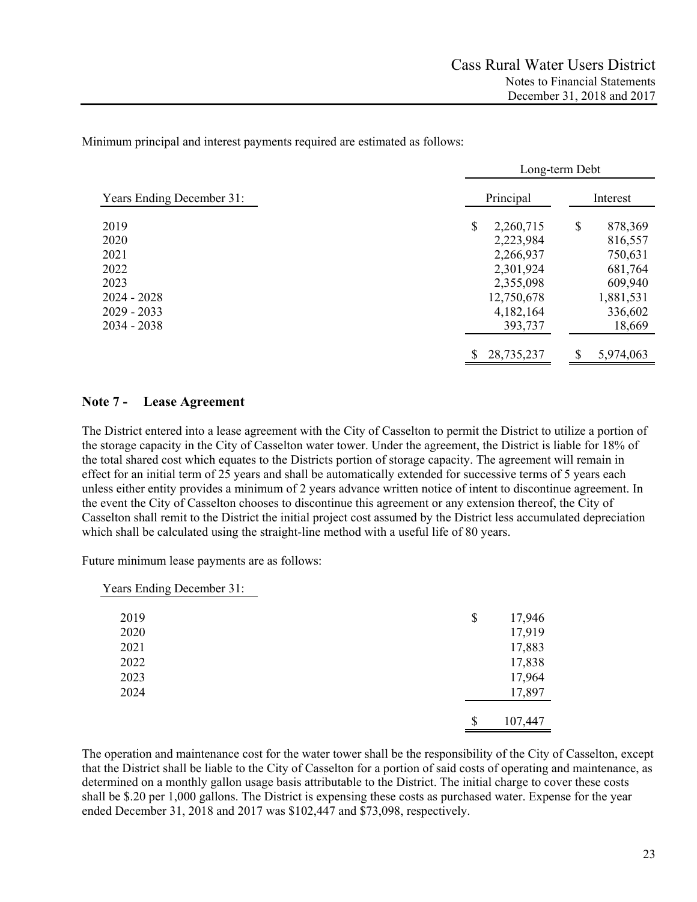Minimum principal and interest payments required are estimated as follows:

| | Long-term Debt | |
|---|---|---|
| Years Ending December 31: | Principal | Interest |
| 2019 | $ 2,260,715 | $ 878,369 |
| 2020 | 2,223,984 | 816,557 |
| 2021 | 2,266,937 | 750,631 |
| 2022 | 2,301,924 | 681,764 |
| 2023 | 2,355,098 | 609,940 |
| 2024 - 2028 | 12,750,678 | 1,881,531 |
| 2029 - 2033 | 4,182,164 | 336,602 |
| 2034 - 2038 | 393,737 | 18,669 |
| | $ 28,735,237 | $ 5,974,063 |

## Note 7 - Lease Agreement

The District entered into a lease agreement with the City of Casselton to permit the District to utilize a portion of the storage capacity in the City of Casselton water tower. Under the agreement, the District is liable for 18% of the total shared cost which equates to the Districts portion of storage capacity. The agreement will remain in effect for an initial term of 25 years and shall be automatically extended for successive terms of 5 years each unless either entity provides a minimum of 2 years advance written notice of intent to discontinue agreement. In the event the City of Casselton chooses to discontinue this agreement or any extension thereof, the City of Casselton shall remit to the District the initial project cost assumed by the District less accumulated depreciation which shall be calculated using the straight-line method with a useful life of 80 years.

Future minimum lease payments are as follows:

| Years Ending December 31: | |
|---|---|
| 2019 | $ 17,946 |
| 2020 | 17,919 |
| 2021 | 17,883 |
| 2022 | 17,838 |
| 2023 | 17,964 |
| 2024 | 17,897 |
| | $ 107,447 |

The operation and maintenance cost for the water tower shall be the responsibility of the City of Casselton, except that the District shall be liable to the City of Casselton for a portion of said costs of operating and maintenance, as determined on a monthly gallon usage basis attributable to the District. The initial charge to cover these costs shall be $.20 per 1,000 gallons. The District is expensing these costs as purchased water. Expense for the year ended December 31, 2018 and 2017 was $102,447 and $73,098, respectively.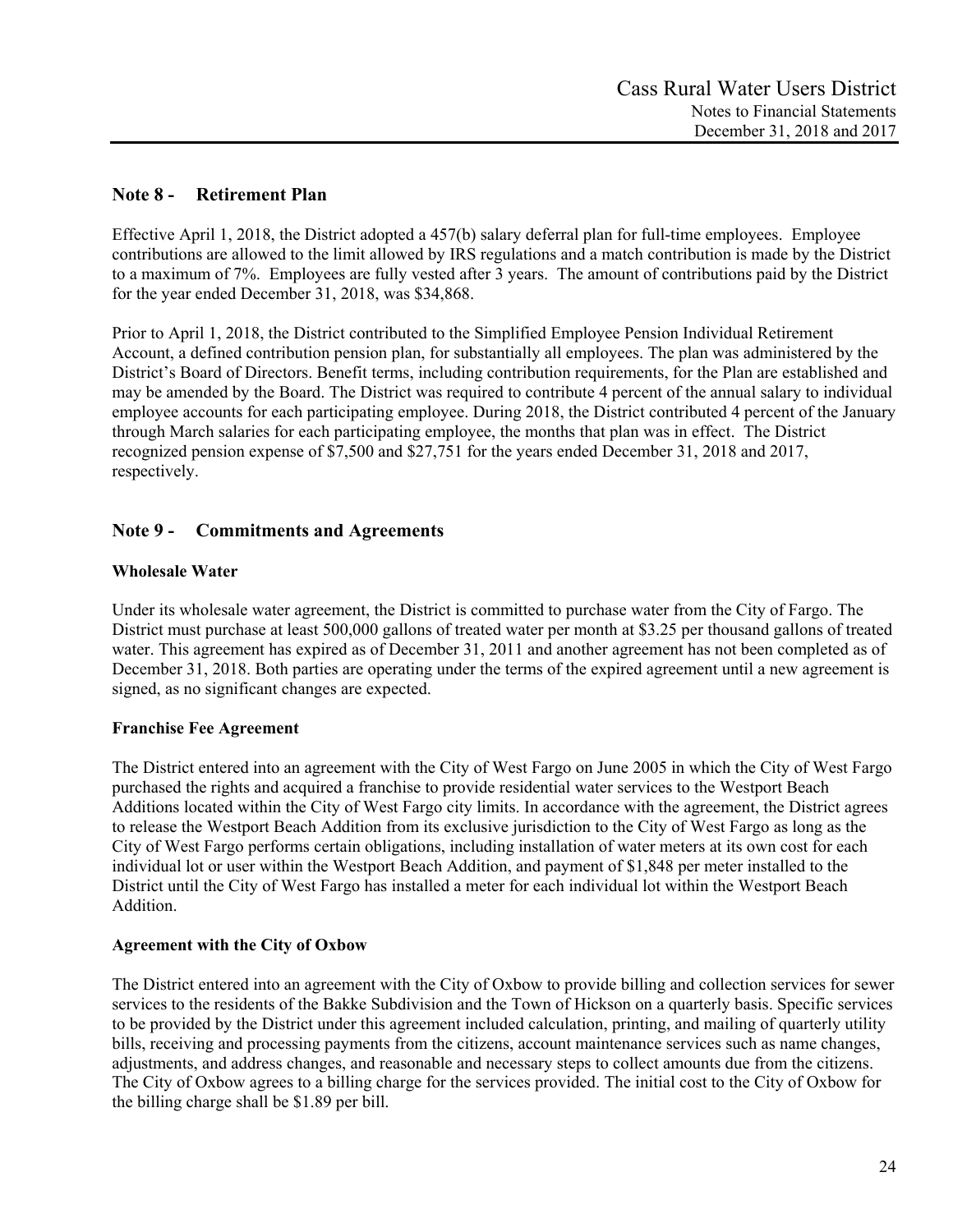## Note 8 - Retirement Plan

Effective April 1, 2018, the District adopted a 457(b) salary deferral plan for full-time employees. Employee contributions are allowed to the limit allowed by IRS regulations and a match contribution is made by the District to a maximum of 7%. Employees are fully vested after 3 years. The amount of contributions paid by the District for the year ended December 31, 2018, was $34,868.

Prior to April 1, 2018, the District contributed to the Simplified Employee Pension Individual Retirement Account, a defined contribution pension plan, for substantially all employees. The plan was administered by the District's Board of Directors. Benefit terms, including contribution requirements, for the Plan are established and may be amended by the Board. The District was required to contribute 4 percent of the annual salary to individual employee accounts for each participating employee. During 2018, the District contributed 4 percent of the January through March salaries for each participating employee, the months that plan was in effect. The District recognized pension expense of $7,500 and $27,751 for the years ended December 31, 2018 and 2017, respectively.

## Note 9 - Commitments and Agreements

**Wholesale Water**

Under its wholesale water agreement, the District is committed to purchase water from the City of Fargo. The District must purchase at least 500,000 gallons of treated water per month at $3.25 per thousand gallons of treated water. This agreement has expired as of December 31, 2011 and another agreement has not been completed as of December 31, 2018. Both parties are operating under the terms of the expired agreement until a new agreement is signed, as no significant changes are expected.

**Franchise Fee Agreement**

The District entered into an agreement with the City of West Fargo on June 2005 in which the City of West Fargo purchased the rights and acquired a franchise to provide residential water services to the Westport Beach Additions located within the City of West Fargo city limits. In accordance with the agreement, the District agrees to release the Westport Beach Addition from its exclusive jurisdiction to the City of West Fargo as long as the City of West Fargo performs certain obligations, including installation of water meters at its own cost for each individual lot or user within the Westport Beach Addition, and payment of $1,848 per meter installed to the District until the City of West Fargo has installed a meter for each individual lot within the Westport Beach Addition.

**Agreement with the City of Oxbow**

The District entered into an agreement with the City of Oxbow to provide billing and collection services for sewer services to the residents of the Bakke Subdivision and the Town of Hickson on a quarterly basis. Specific services to be provided by the District under this agreement included calculation, printing, and mailing of quarterly utility bills, receiving and processing payments from the citizens, account maintenance services such as name changes, adjustments, and address changes, and reasonable and necessary steps to collect amounts due from the citizens. The City of Oxbow agrees to a billing charge for the services provided. The initial cost to the City of Oxbow for the billing charge shall be $1.89 per bill.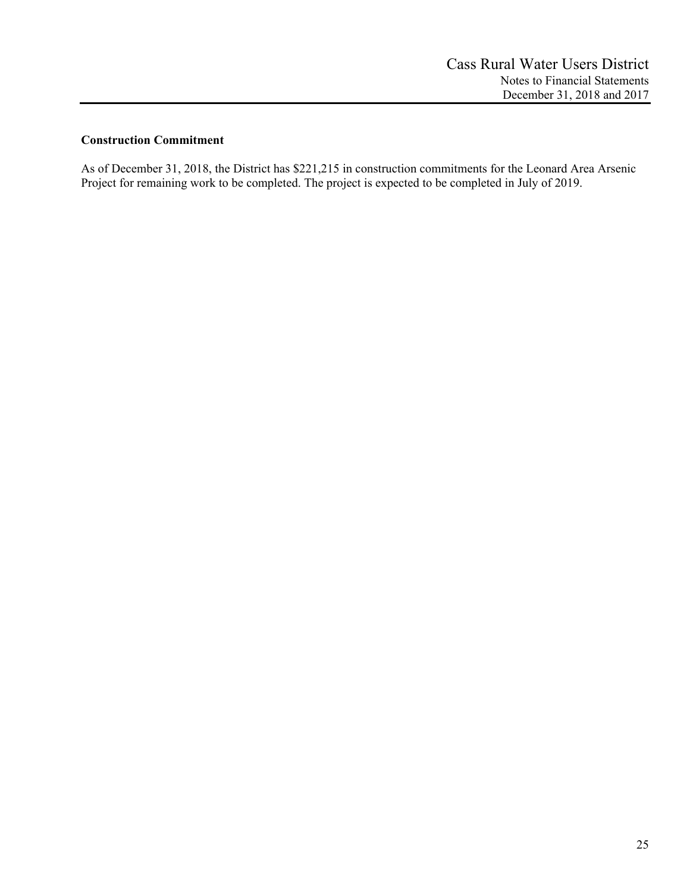**Construction Commitment**

As of December 31, 2018, the District has $221,215 in construction commitments for the Leonard Area Arsenic Project for remaining work to be completed. The project is expected to be completed in July of 2019.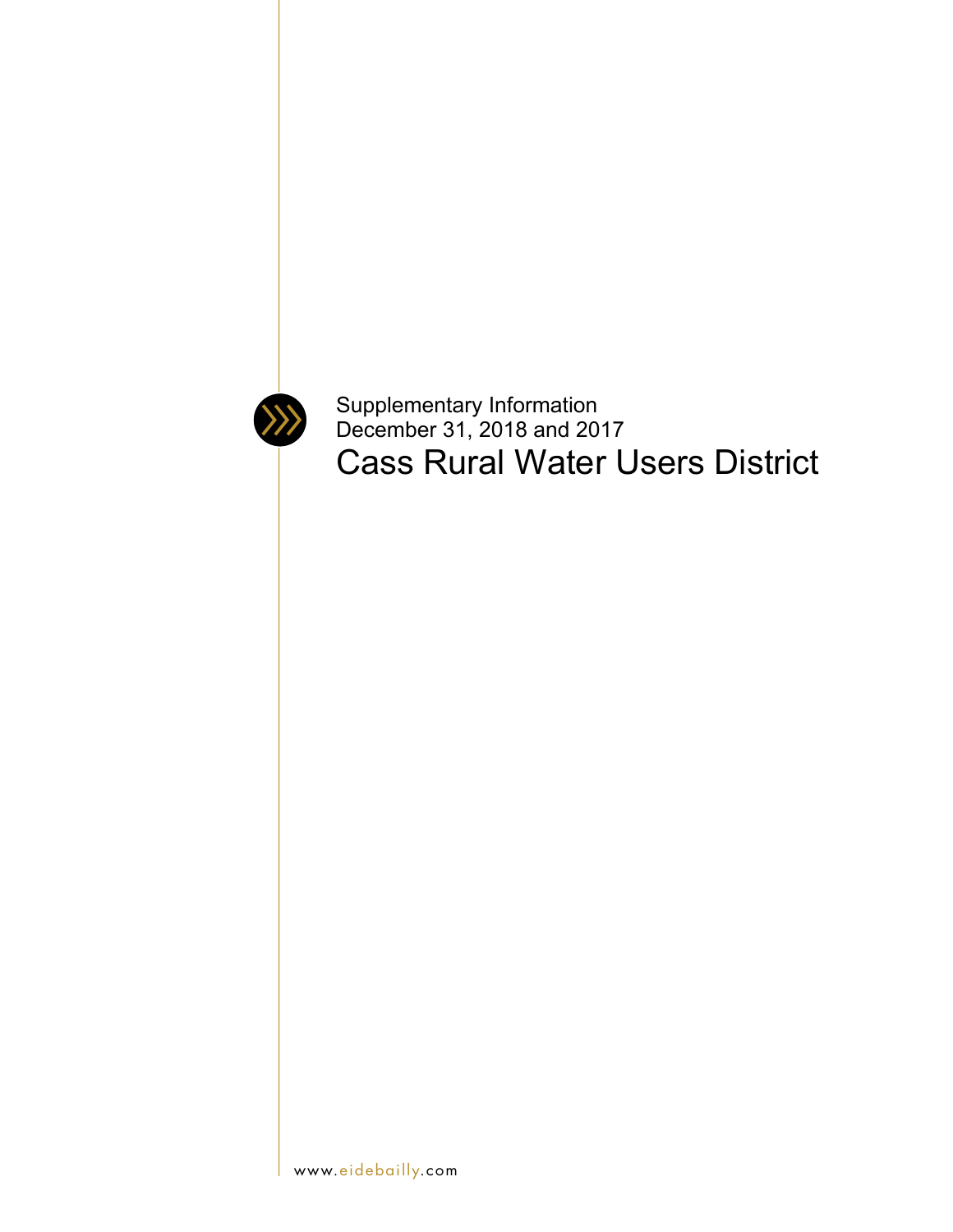Supplementary Information
December 31, 2018 and 2017

# Cass Rural Water Users District

www.eidebailly.com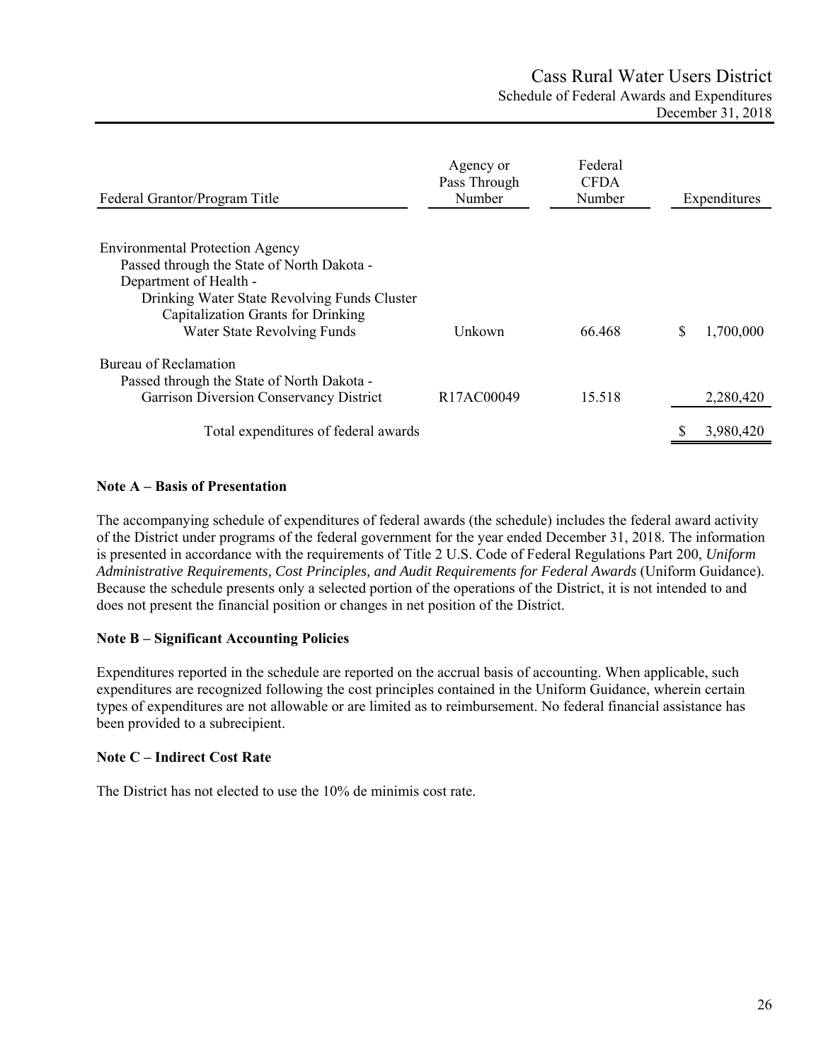# Cass Rural Water Users District

## Schedule of Federal Awards and Expenditures

December 31, 2018

| Federal Grantor/Program Title | Agency or Pass Through Number | Federal CFDA Number | Expenditures |
|---|---|---|---|
| Environmental Protection Agency | | | |
| Passed through the State of North Dakota - Department of Health - | | | |
| Drinking Water State Revolving Funds Cluster | | | |
| Capitalization Grants for Drinking Water State Revolving Funds | Unkown | 66.468 | $ 1,700,000 |
| Bureau of Reclamation | | | |
| Passed through the State of North Dakota - Garrison Diversion Conservancy District | R17AC00049 | 15.518 | 2,280,420 |
| Total expenditures of federal awards | | | $ 3,980,420 |

**Note A – Basis of Presentation**

The accompanying schedule of expenditures of federal awards (the schedule) includes the federal award activity of the District under programs of the federal government for the year ended December 31, 2018. The information is presented in accordance with the requirements of Title 2 U.S. Code of Federal Regulations Part 200, *Uniform Administrative Requirements, Cost Principles, and Audit Requirements for Federal Awards* (Uniform Guidance). Because the schedule presents only a selected portion of the operations of the District, it is not intended to and does not present the financial position or changes in net position of the District.

**Note B – Significant Accounting Policies**

Expenditures reported in the schedule are reported on the accrual basis of accounting. When applicable, such expenditures are recognized following the cost principles contained in the Uniform Guidance, wherein certain types of expenditures are not allowable or are limited as to reimbursement. No federal financial assistance has been provided to a subrecipient.

**Note C – Indirect Cost Rate**

The District has not elected to use the 10% de minimis cost rate.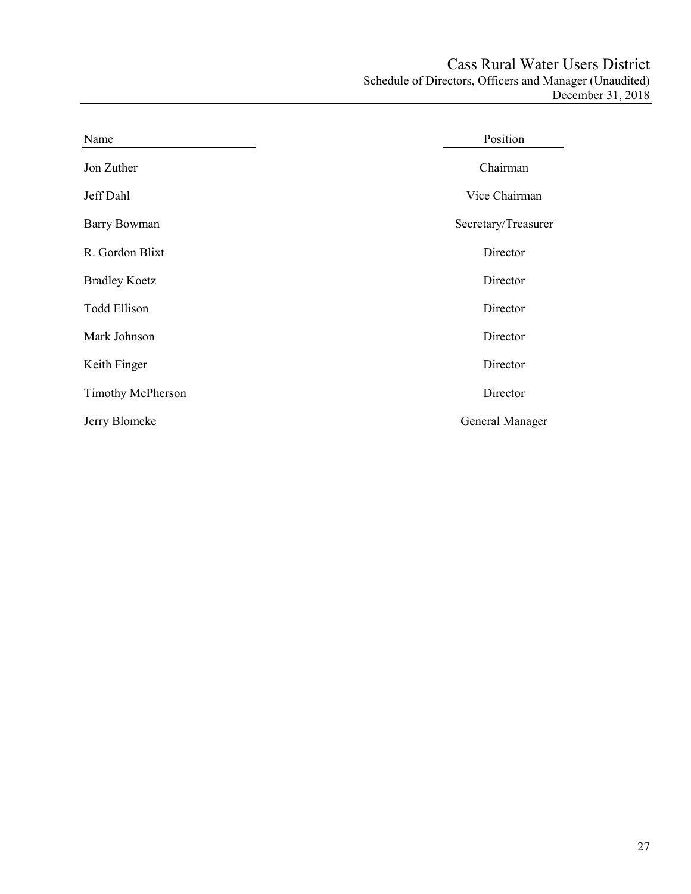# Cass Rural Water Users District

## Schedule of Directors, Officers and Manager (Unaudited)

### December 31, 2018

| Name | Position |
|---|---|
| Jon Zuther | Chairman |
| Jeff Dahl | Vice Chairman |
| Barry Bowman | Secretary/Treasurer |
| R. Gordon Blixt | Director |
| Bradley Koetz | Director |
| Todd Ellison | Director |
| Mark Johnson | Director |
| Keith Finger | Director |
| Timothy McPherson | Director |
| Jerry Blomeke | General Manager |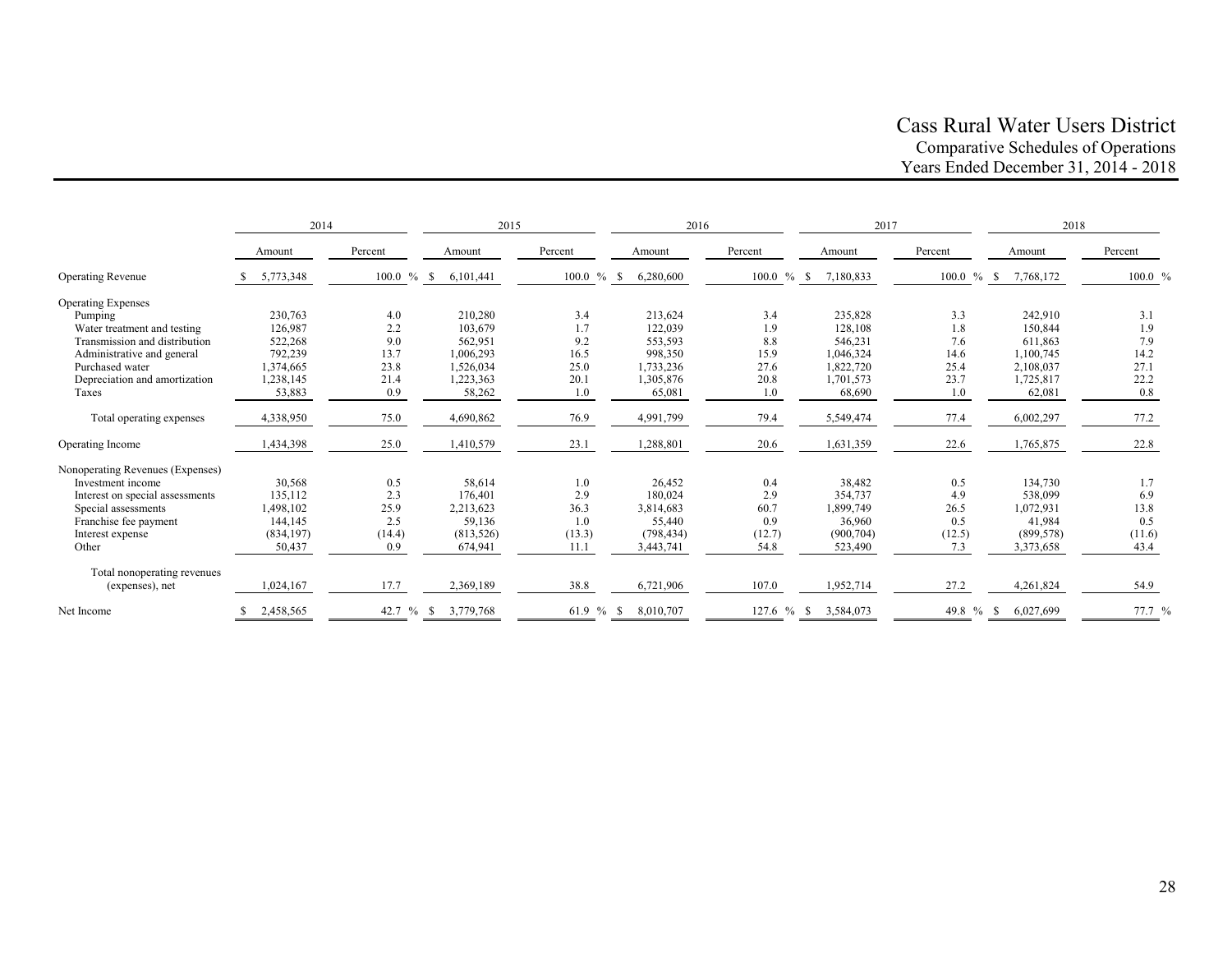# Cass Rural Water Users District

## Comparative Schedules of Operations

## Years Ended December 31, 2014 - 2018

| | 2014 | | 2015 | | 2016 | | 2017 | | 2018 | |
|---|---|---|---|---|---|---|---|---|---|---|
| | Amount | Percent | Amount | Percent | Amount | Percent | Amount | Percent | Amount | Percent |
| Operating Revenue | $ 5,773,348 | 100.0 % | $ 6,101,441 | 100.0 % | $ 6,280,600 | 100.0 % | $ 7,180,833 | 100.0 % | $ 7,768,172 | 100.0 % |
| Operating Expenses | | | | | | | | | | |
| Pumping | 230,763 | 4.0 | 210,280 | 3.4 | 213,624 | 3.4 | 235,828 | 3.3 | 242,910 | 3.1 |
| Water treatment and testing | 126,987 | 2.2 | 103,679 | 1.7 | 122,039 | 1.9 | 128,108 | 1.8 | 150,844 | 1.9 |
| Transmission and distribution | 522,268 | 9.0 | 562,951 | 9.2 | 553,593 | 8.8 | 546,231 | 7.6 | 611,863 | 7.9 |
| Administrative and general | 792,239 | 13.7 | 1,006,293 | 16.5 | 998,350 | 15.9 | 1,046,324 | 14.6 | 1,100,745 | 14.2 |
| Purchased water | 1,374,665 | 23.8 | 1,526,034 | 25.0 | 1,733,236 | 27.6 | 1,822,720 | 25.4 | 2,108,037 | 27.1 |
| Depreciation and amortization | 1,238,145 | 21.4 | 1,223,363 | 20.1 | 1,305,876 | 20.8 | 1,701,573 | 23.7 | 1,725,817 | 22.2 |
| Taxes | 53,883 | 0.9 | 58,262 | 1.0 | 65,081 | 1.0 | 68,690 | 1.0 | 62,081 | 0.8 |
| Total operating expenses | 4,338,950 | 75.0 | 4,690,862 | 76.9 | 4,991,799 | 79.4 | 5,549,474 | 77.4 | 6,002,297 | 77.2 |
| Operating Income | 1,434,398 | 25.0 | 1,410,579 | 23.1 | 1,288,801 | 20.6 | 1,631,359 | 22.6 | 1,765,875 | 22.8 |
| Nonoperating Revenues (Expenses) | | | | | | | | | | |
| Investment income | 30,568 | 0.5 | 58,614 | 1.0 | 26,452 | 0.4 | 38,482 | 0.5 | 134,730 | 1.7 |
| Interest on special assessments | 135,112 | 2.3 | 176,401 | 2.9 | 180,024 | 2.9 | 354,737 | 4.9 | 538,099 | 6.9 |
| Special assessments | 1,498,102 | 25.9 | 2,213,623 | 36.3 | 3,814,683 | 60.7 | 1,899,749 | 26.5 | 1,072,931 | 13.8 |
| Franchise fee payment | 144,145 | 2.5 | 59,136 | 1.0 | 55,440 | 0.9 | 36,960 | 0.5 | 41,984 | 0.5 |
| Interest expense | (834,197) | (14.4) | (813,526) | (13.3) | (798,434) | (12.7) | (900,704) | (12.5) | (899,578) | (11.6) |
| Other | 50,437 | 0.9 | 674,941 | 11.1 | 3,443,741 | 54.8 | 523,490 | 7.3 | 3,373,658 | 43.4 |
| Total nonoperating revenues (expenses), net | 1,024,167 | 17.7 | 2,369,189 | 38.8 | 6,721,906 | 107.0 | 1,952,714 | 27.2 | 4,261,824 | 54.9 |
| Net Income | $ 2,458,565 | 42.7 % | $ 3,779,768 | 61.9 % | $ 8,010,707 | 127.6 % | $ 3,584,073 | 49.8 % | $ 6,027,699 | 77.7 % |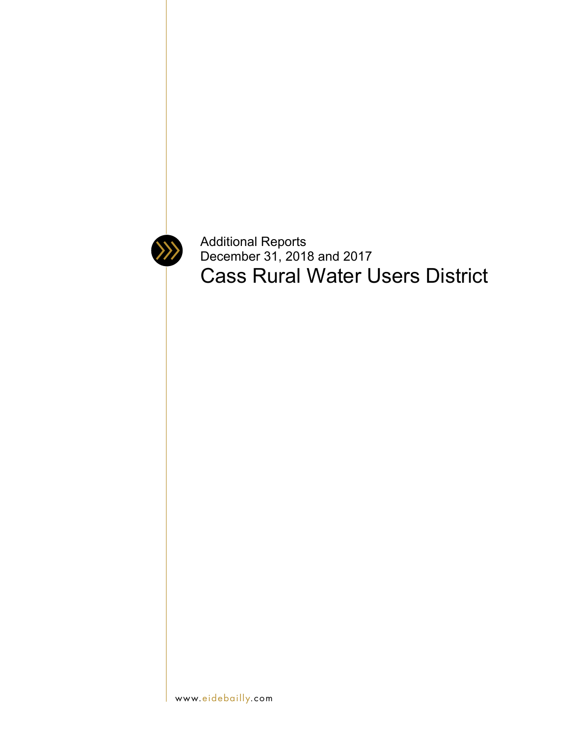Additional Reports

December 31, 2018 and 2017

# Cass Rural Water Users District

www.eidebailly.com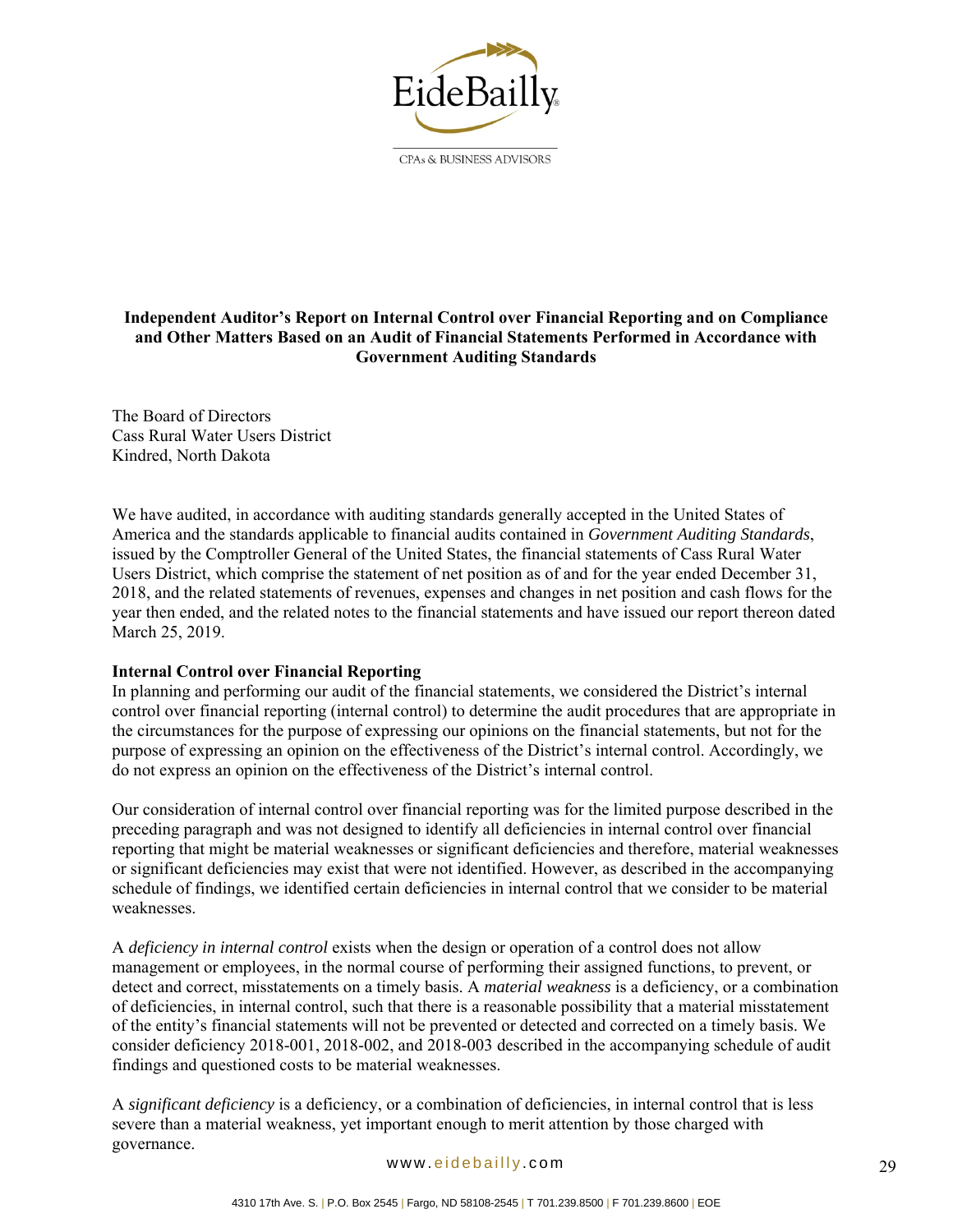EideBailly

CPAs & BUSINESS ADVISORS

**Independent Auditor's Report on Internal Control over Financial Reporting and on Compliance and Other Matters Based on an Audit of Financial Statements Performed in Accordance with Government Auditing Standards**

The Board of Directors
Cass Rural Water Users District
Kindred, North Dakota

We have audited, in accordance with auditing standards generally accepted in the United States of America and the standards applicable to financial audits contained in *Government Auditing Standards*, issued by the Comptroller General of the United States, the financial statements of Cass Rural Water Users District, which comprise the statement of net position as of and for the year ended December 31, 2018, and the related statements of revenues, expenses and changes in net position and cash flows for the year then ended, and the related notes to the financial statements and have issued our report thereon dated March 25, 2019.

**Internal Control over Financial Reporting**

In planning and performing our audit of the financial statements, we considered the District's internal control over financial reporting (internal control) to determine the audit procedures that are appropriate in the circumstances for the purpose of expressing our opinions on the financial statements, but not for the purpose of expressing an opinion on the effectiveness of the District's internal control. Accordingly, we do not express an opinion on the effectiveness of the District's internal control.

Our consideration of internal control over financial reporting was for the limited purpose described in the preceding paragraph and was not designed to identify all deficiencies in internal control over financial reporting that might be material weaknesses or significant deficiencies and therefore, material weaknesses or significant deficiencies may exist that were not identified. However, as described in the accompanying schedule of findings, we identified certain deficiencies in internal control that we consider to be material weaknesses.

A *deficiency in internal control* exists when the design or operation of a control does not allow management or employees, in the normal course of performing their assigned functions, to prevent, or detect and correct, misstatements on a timely basis. A *material weakness* is a deficiency, or a combination of deficiencies, in internal control, such that there is a reasonable possibility that a material misstatement of the entity's financial statements will not be prevented or detected and corrected on a timely basis. We consider deficiency 2018-001, 2018-002, and 2018-003 described in the accompanying schedule of audit findings and questioned costs to be material weaknesses.

A *significant deficiency* is a deficiency, or a combination of deficiencies, in internal control that is less severe than a material weakness, yet important enough to merit attention by those charged with governance.

www.eidebailly.com

4310 17th Ave. S. | P.O. Box 2545 | Fargo, ND 58108-2545 | T 701.239.8500 | F 701.239.8600 | EOE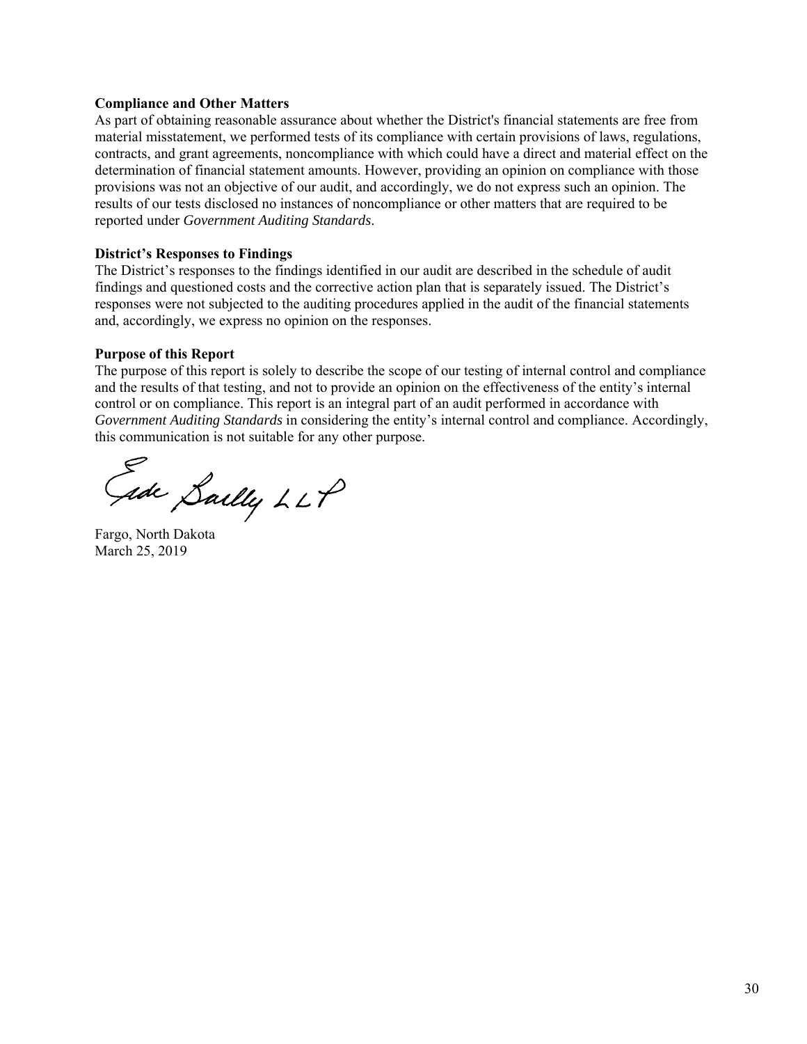**Compliance and Other Matters**

As part of obtaining reasonable assurance about whether the District's financial statements are free from material misstatement, we performed tests of its compliance with certain provisions of laws, regulations, contracts, and grant agreements, noncompliance with which could have a direct and material effect on the determination of financial statement amounts. However, providing an opinion on compliance with those provisions was not an objective of our audit, and accordingly, we do not express such an opinion. The results of our tests disclosed no instances of noncompliance or other matters that are required to be reported under *Government Auditing Standards*.

**District's Responses to Findings**

The District's responses to the findings identified in our audit are described in the schedule of audit findings and questioned costs and the corrective action plan that is separately issued. The District's responses were not subjected to the auditing procedures applied in the audit of the financial statements and, accordingly, we express no opinion on the responses.

**Purpose of this Report**

The purpose of this report is solely to describe the scope of our testing of internal control and compliance and the results of that testing, and not to provide an opinion on the effectiveness of the entity's internal control or on compliance. This report is an integral part of an audit performed in accordance with *Government Auditing Standards* in considering the entity's internal control and compliance. Accordingly, this communication is not suitable for any other purpose.

Eide Bailly LLP

Fargo, North Dakota
March 25, 2019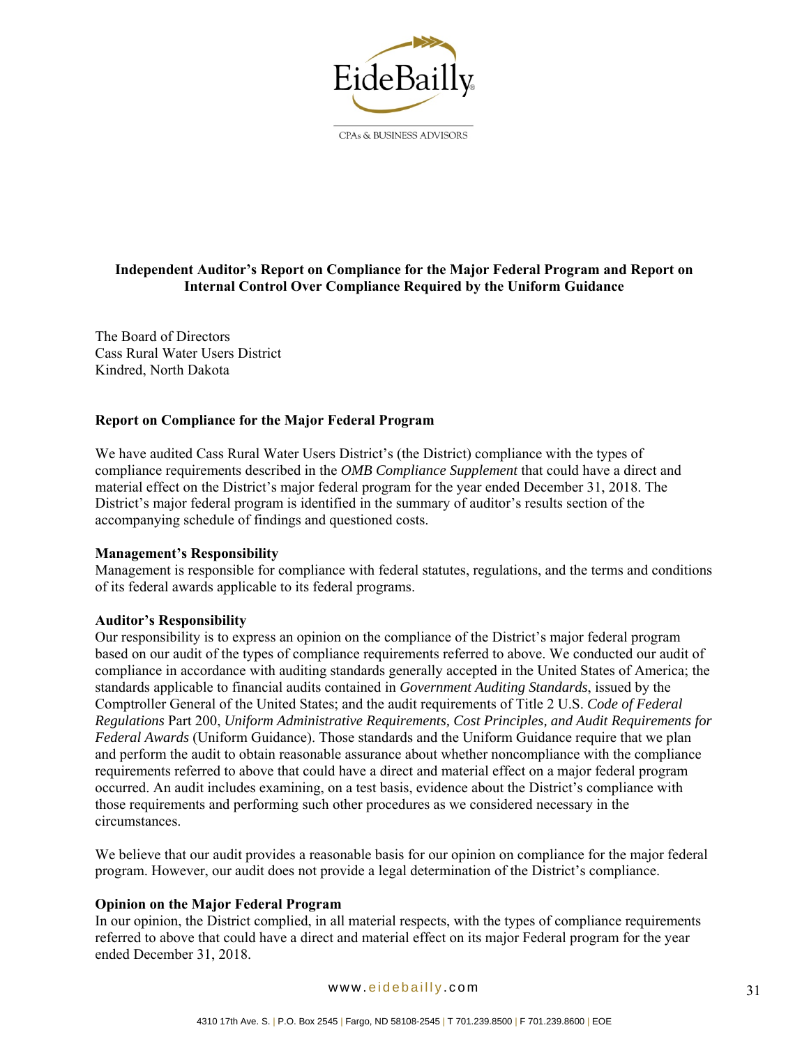# Independent Auditor's Report on Compliance for the Major Federal Program and Report on Internal Control Over Compliance Required by the Uniform Guidance

The Board of Directors
Cass Rural Water Users District
Kindred, North Dakota

## Report on Compliance for the Major Federal Program

We have audited Cass Rural Water Users District's (the District) compliance with the types of compliance requirements described in the *OMB Compliance Supplement* that could have a direct and material effect on the District's major federal program for the year ended December 31, 2018. The District's major federal program is identified in the summary of auditor's results section of the accompanying schedule of findings and questioned costs.

### Management's Responsibility

Management is responsible for compliance with federal statutes, regulations, and the terms and conditions of its federal awards applicable to its federal programs.

### Auditor's Responsibility

Our responsibility is to express an opinion on the compliance of the District's major federal program based on our audit of the types of compliance requirements referred to above. We conducted our audit of compliance in accordance with auditing standards generally accepted in the United States of America; the standards applicable to financial audits contained in *Government Auditing Standards*, issued by the Comptroller General of the United States; and the audit requirements of Title 2 U.S. *Code of Federal Regulations* Part 200, *Uniform Administrative Requirements, Cost Principles, and Audit Requirements for Federal Awards* (Uniform Guidance). Those standards and the Uniform Guidance require that we plan and perform the audit to obtain reasonable assurance about whether noncompliance with the compliance requirements referred to above that could have a direct and material effect on a major federal program occurred. An audit includes examining, on a test basis, evidence about the District's compliance with those requirements and performing such other procedures as we considered necessary in the circumstances.

We believe that our audit provides a reasonable basis for our opinion on compliance for the major federal program. However, our audit does not provide a legal determination of the District's compliance.

### Opinion on the Major Federal Program

In our opinion, the District complied, in all material respects, with the types of compliance requirements referred to above that could have a direct and material effect on its major Federal program for the year ended December 31, 2018.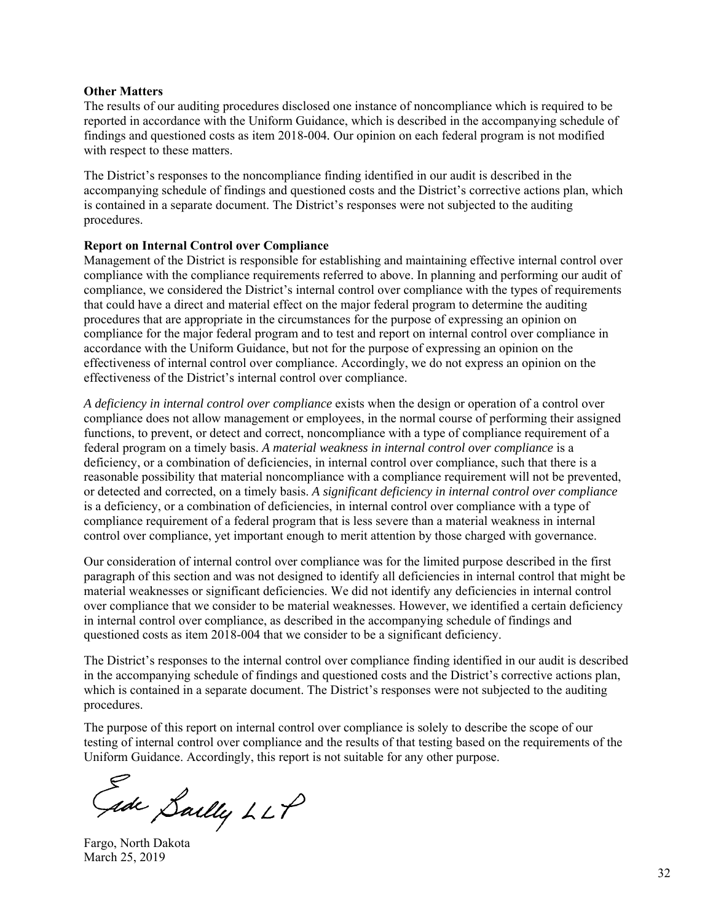**Other Matters**
The results of our auditing procedures disclosed one instance of noncompliance which is required to be reported in accordance with the Uniform Guidance, which is described in the accompanying schedule of findings and questioned costs as item 2018-004. Our opinion on each federal program is not modified with respect to these matters.

The District's responses to the noncompliance finding identified in our audit is described in the accompanying schedule of findings and questioned costs and the District's corrective actions plan, which is contained in a separate document. The District's responses were not subjected to the auditing procedures.

**Report on Internal Control over Compliance**
Management of the District is responsible for establishing and maintaining effective internal control over compliance with the compliance requirements referred to above. In planning and performing our audit of compliance, we considered the District's internal control over compliance with the types of requirements that could have a direct and material effect on the major federal program to determine the auditing procedures that are appropriate in the circumstances for the purpose of expressing an opinion on compliance for the major federal program and to test and report on internal control over compliance in accordance with the Uniform Guidance, but not for the purpose of expressing an opinion on the effectiveness of internal control over compliance. Accordingly, we do not express an opinion on the effectiveness of the District's internal control over compliance.

*A deficiency in internal control over compliance* exists when the design or operation of a control over compliance does not allow management or employees, in the normal course of performing their assigned functions, to prevent, or detect and correct, noncompliance with a type of compliance requirement of a federal program on a timely basis. *A material weakness in internal control over compliance* is a deficiency, or a combination of deficiencies, in internal control over compliance, such that there is a reasonable possibility that material noncompliance with a compliance requirement will not be prevented, or detected and corrected, on a timely basis. *A significant deficiency in internal control over compliance* is a deficiency, or a combination of deficiencies, in internal control over compliance with a type of compliance requirement of a federal program that is less severe than a material weakness in internal control over compliance, yet important enough to merit attention by those charged with governance.

Our consideration of internal control over compliance was for the limited purpose described in the first paragraph of this section and was not designed to identify all deficiencies in internal control that might be material weaknesses or significant deficiencies. We did not identify any deficiencies in internal control over compliance that we consider to be material weaknesses. However, we identified a certain deficiency in internal control over compliance, as described in the accompanying schedule of findings and questioned costs as item 2018-004 that we consider to be a significant deficiency.

The District's responses to the internal control over compliance finding identified in our audit is described in the accompanying schedule of findings and questioned costs and the District's corrective actions plan, which is contained in a separate document. The District's responses were not subjected to the auditing procedures.

The purpose of this report on internal control over compliance is solely to describe the scope of our testing of internal control over compliance and the results of that testing based on the requirements of the Uniform Guidance. Accordingly, this report is not suitable for any other purpose.

Eide Bailly LLP

Fargo, North Dakota
March 25, 2019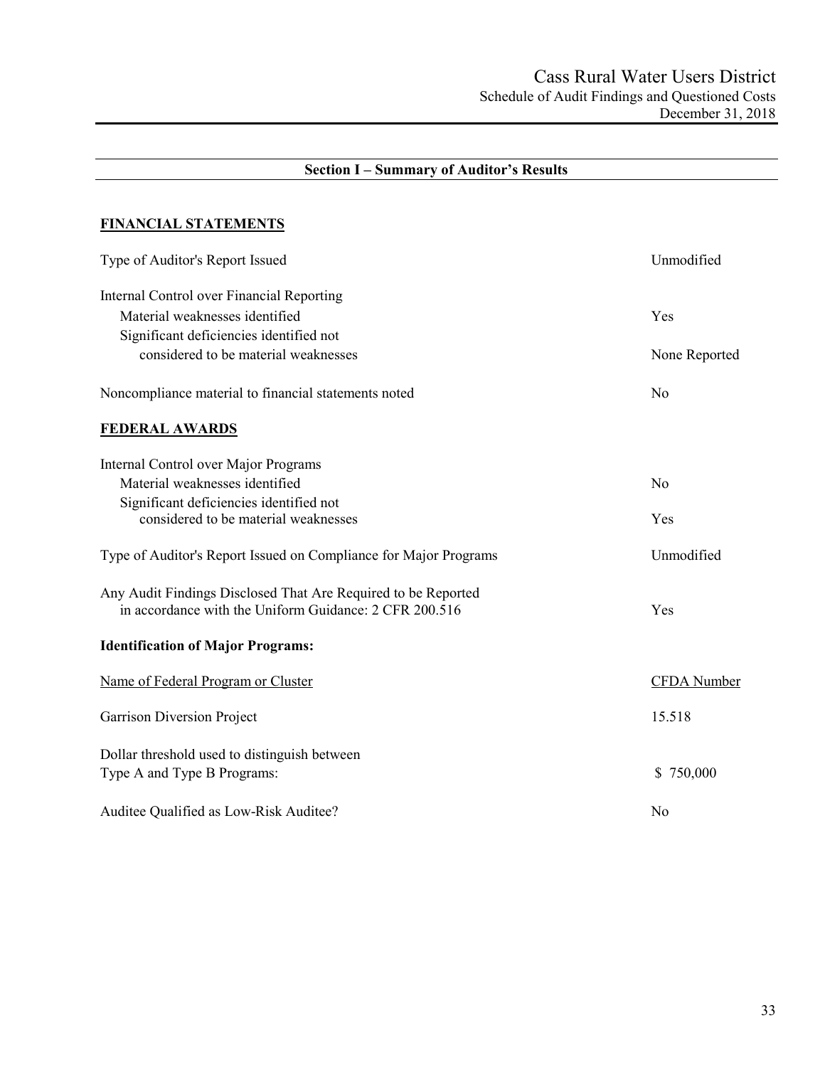# Cass Rural Water Users District

## Schedule of Audit Findings and Questioned Costs

December 31, 2018

## Section I – Summary of Auditor's Results

### FINANCIAL STATEMENTS

| | |
|---|---|
| Type of Auditor's Report Issued | Unmodified |
| Internal Control over Financial Reporting | |
| Material weaknesses identified | Yes |
| Significant deficiencies identified not considered to be material weaknesses | None Reported |
| Noncompliance material to financial statements noted | No |

### FEDERAL AWARDS

| | |
|---|---|
| Internal Control over Major Programs | |
| Material weaknesses identified | No |
| Significant deficiencies identified not considered to be material weaknesses | Yes |
| Type of Auditor's Report Issued on Compliance for Major Programs | Unmodified |
| Any Audit Findings Disclosed That Are Required to be Reported in accordance with the Uniform Guidance: 2 CFR 200.516 | Yes |

**Identification of Major Programs:**

| Name of Federal Program or Cluster | CFDA Number |
|---|---|
| Garrison Diversion Project | 15.518 |

| | |
|---|---|
| Dollar threshold used to distinguish between Type A and Type B Programs: | $ 750,000 |
| Auditee Qualified as Low-Risk Auditee? | No |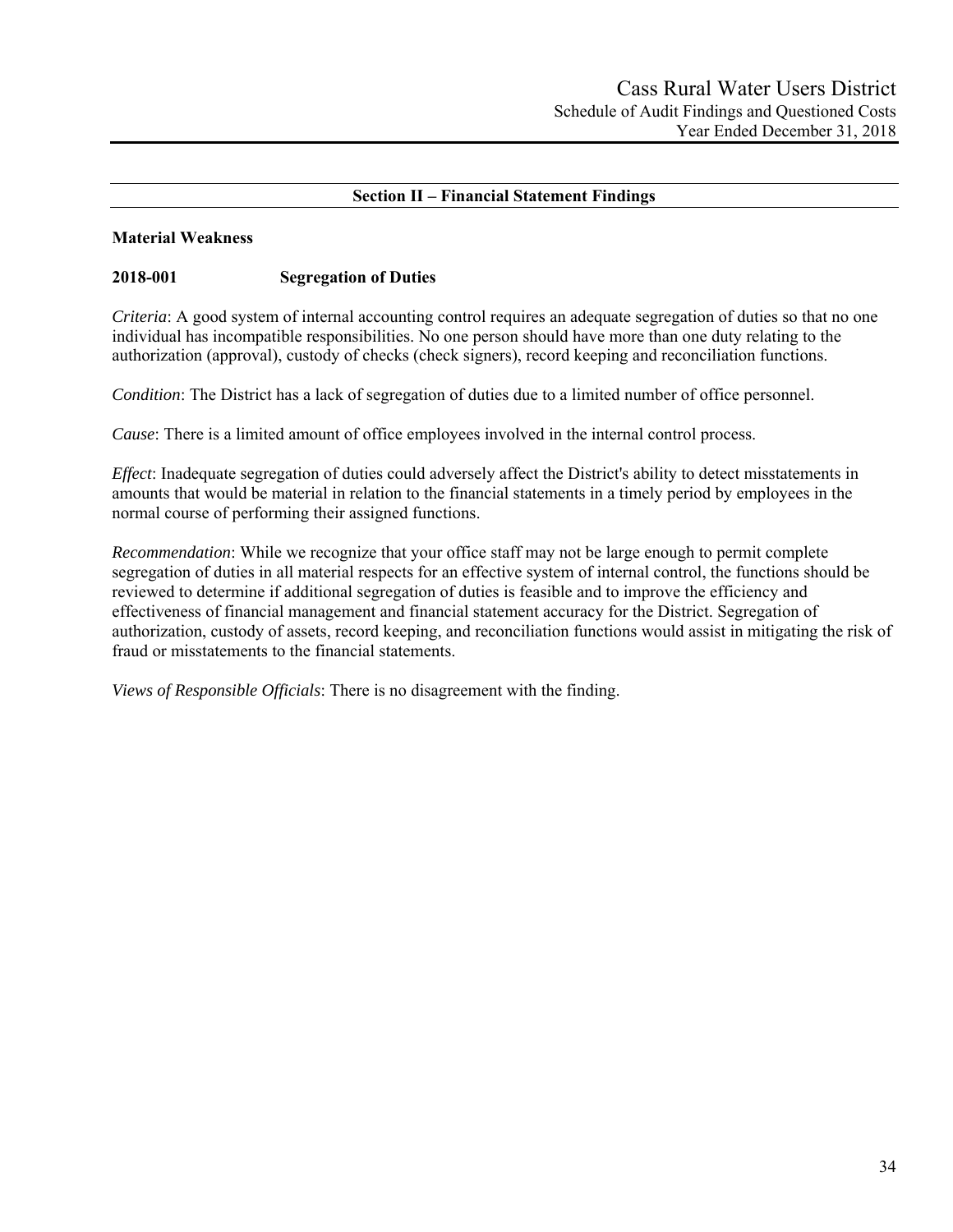## Section II – Financial Statement Findings

### Material Weakness

### 2018-001 Segregation of Duties

*Criteria*: A good system of internal accounting control requires an adequate segregation of duties so that no one individual has incompatible responsibilities. No one person should have more than one duty relating to the authorization (approval), custody of checks (check signers), record keeping and reconciliation functions.

*Condition*: The District has a lack of segregation of duties due to a limited number of office personnel.

*Cause*: There is a limited amount of office employees involved in the internal control process.

*Effect*: Inadequate segregation of duties could adversely affect the District's ability to detect misstatements in amounts that would be material in relation to the financial statements in a timely period by employees in the normal course of performing their assigned functions.

*Recommendation*: While we recognize that your office staff may not be large enough to permit complete segregation of duties in all material respects for an effective system of internal control, the functions should be reviewed to determine if additional segregation of duties is feasible and to improve the efficiency and effectiveness of financial management and financial statement accuracy for the District. Segregation of authorization, custody of assets, record keeping, and reconciliation functions would assist in mitigating the risk of fraud or misstatements to the financial statements.

*Views of Responsible Officials*: There is no disagreement with the finding.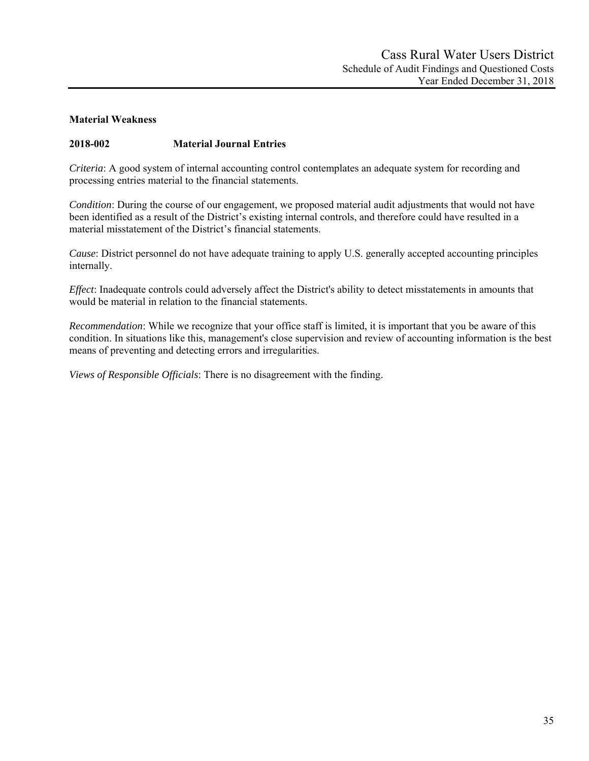**Material Weakness**

**2018-002 Material Journal Entries**

*Criteria*: A good system of internal accounting control contemplates an adequate system for recording and processing entries material to the financial statements.

*Condition*: During the course of our engagement, we proposed material audit adjustments that would not have been identified as a result of the District's existing internal controls, and therefore could have resulted in a material misstatement of the District's financial statements.

*Cause*: District personnel do not have adequate training to apply U.S. generally accepted accounting principles internally.

*Effect*: Inadequate controls could adversely affect the District's ability to detect misstatements in amounts that would be material in relation to the financial statements.

*Recommendation*: While we recognize that your office staff is limited, it is important that you be aware of this condition. In situations like this, management's close supervision and review of accounting information is the best means of preventing and detecting errors and irregularities.

*Views of Responsible Officials*: There is no disagreement with the finding.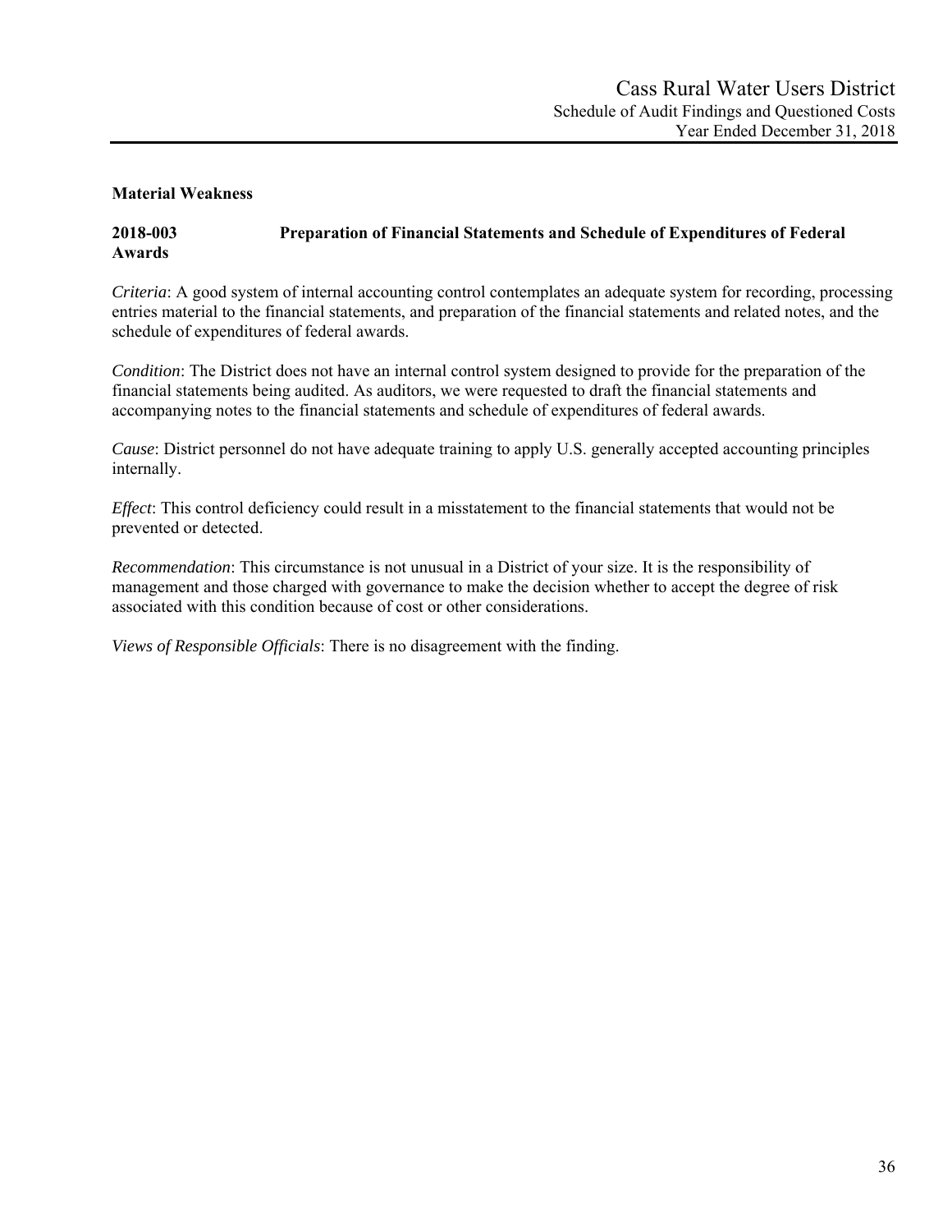**Material Weakness**

**2018-003 Preparation of Financial Statements and Schedule of Expenditures of Federal Awards**

*Criteria*: A good system of internal accounting control contemplates an adequate system for recording, processing entries material to the financial statements, and preparation of the financial statements and related notes, and the schedule of expenditures of federal awards.

*Condition*: The District does not have an internal control system designed to provide for the preparation of the financial statements being audited. As auditors, we were requested to draft the financial statements and accompanying notes to the financial statements and schedule of expenditures of federal awards.

*Cause*: District personnel do not have adequate training to apply U.S. generally accepted accounting principles internally.

*Effect*: This control deficiency could result in a misstatement to the financial statements that would not be prevented or detected.

*Recommendation*: This circumstance is not unusual in a District of your size. It is the responsibility of management and those charged with governance to make the decision whether to accept the degree of risk associated with this condition because of cost or other considerations.

*Views of Responsible Officials*: There is no disagreement with the finding.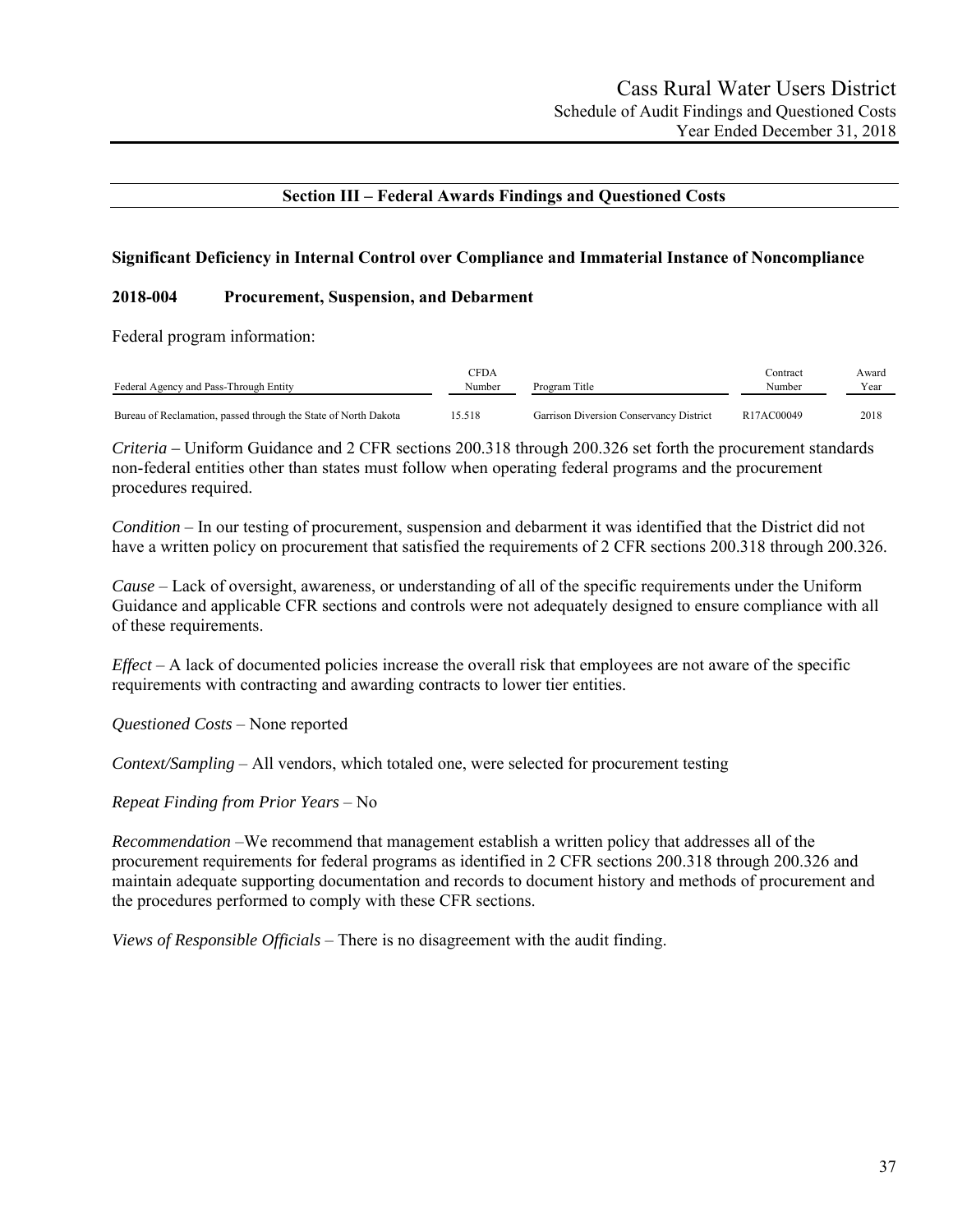## Section III – Federal Awards Findings and Questioned Costs

### Significant Deficiency in Internal Control over Compliance and Immaterial Instance of Noncompliance

### 2018-004 Procurement, Suspension, and Debarment

Federal program information:

| Federal Agency and Pass-Through Entity | CFDA Number | Program Title | Contract Number | Award Year |
|---|---|---|---|---|
| Bureau of Reclamation, passed through the State of North Dakota | 15.518 | Garrison Diversion Conservancy District | R17AC00049 | 2018 |

*Criteria* – Uniform Guidance and 2 CFR sections 200.318 through 200.326 set forth the procurement standards non-federal entities other than states must follow when operating federal programs and the procurement procedures required.

*Condition* – In our testing of procurement, suspension and debarment it was identified that the District did not have a written policy on procurement that satisfied the requirements of 2 CFR sections 200.318 through 200.326.

*Cause* – Lack of oversight, awareness, or understanding of all of the specific requirements under the Uniform Guidance and applicable CFR sections and controls were not adequately designed to ensure compliance with all of these requirements.

*Effect* – A lack of documented policies increase the overall risk that employees are not aware of the specific requirements with contracting and awarding contracts to lower tier entities.

*Questioned Costs* – None reported

*Context/Sampling* – All vendors, which totaled one, were selected for procurement testing

*Repeat Finding from Prior Years* – No

*Recommendation* –We recommend that management establish a written policy that addresses all of the procurement requirements for federal programs as identified in 2 CFR sections 200.318 through 200.326 and maintain adequate supporting documentation and records to document history and methods of procurement and the procedures performed to comply with these CFR sections.

*Views of Responsible Officials* – There is no disagreement with the audit finding.